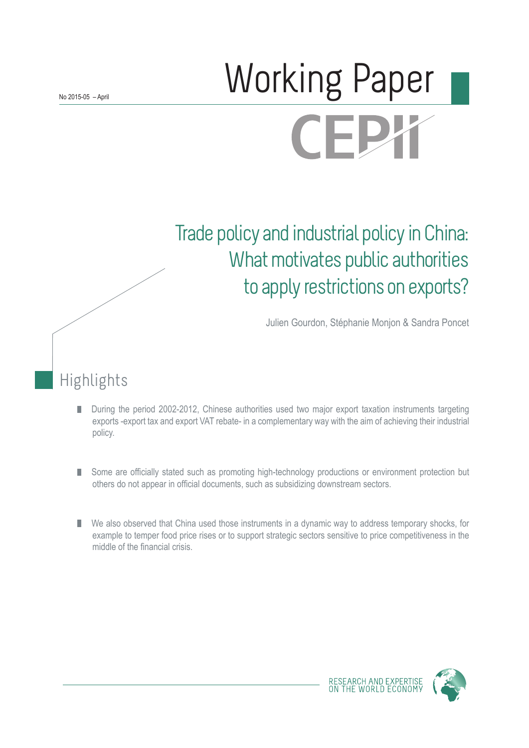No 2015-05 – April

# Working Paper

CEPII

## Trade policy and industrial policy in China: What motivates public authorities to apply restrictions on exports?

Julien Gourdon, Stéphanie Monjon & Sandra Poncet

## Highlights

- During the period 2002-2012, Chinese authorities used two major export taxation instruments targeting exports -export tax and export VAT rebate- in a complementary way with the aim of achieving their industrial policy.

- Some are officially stated such as promoting high-technology productions or environment protection but others do not appear in official documents, such as subsidizing downstream sectors.

- We also observed that China used those instruments in a dynamic way to address temporary shocks, for example to temper food price rises or to support strategic sectors sensitive to price competitiveness in the middle of the financial crisis.

RESEARCH AND EXPERTISE ON THE WORLD ECONOMY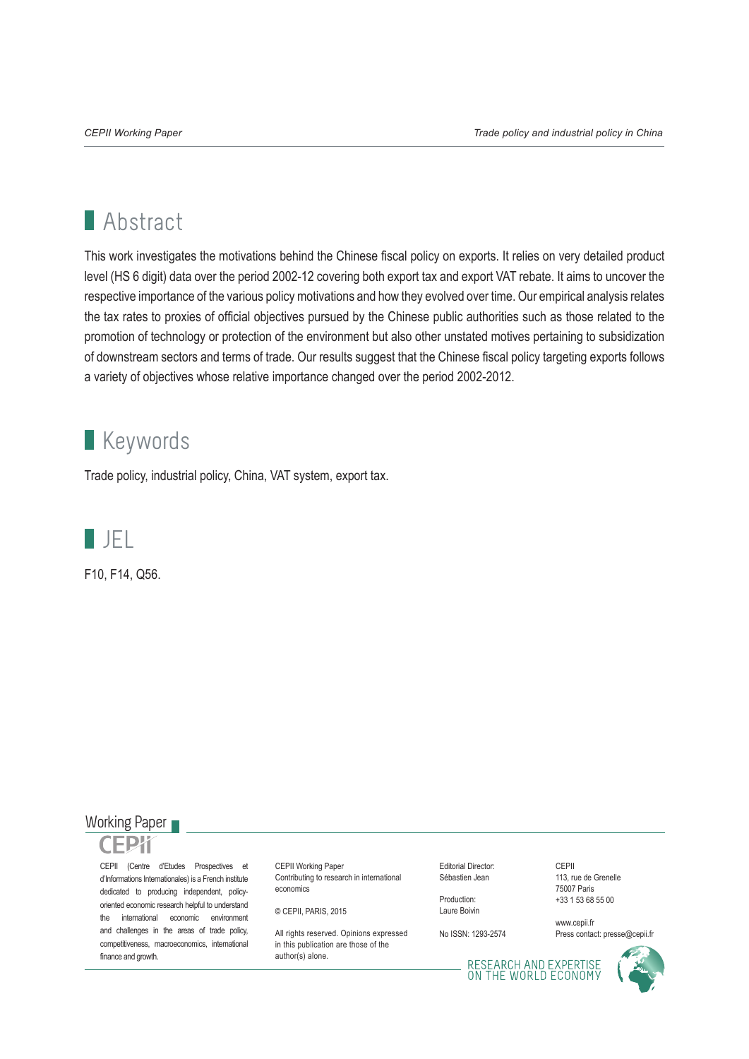## Abstract

This work investigates the motivations behind the Chinese fiscal policy on exports. It relies on very detailed product level (HS 6 digit) data over the period 2002-12 covering both export tax and export VAT rebate. It aims to uncover the respective importance of the various policy motivations and how they evolved over time. Our empirical analysis relates the tax rates to proxies of official objectives pursued by the Chinese public authorities such as those related to the promotion of technology or protection of the environment but also other unstated motives pertaining to subsidization of downstream sectors and terms of trade. Our results suggest that the Chinese fiscal policy targeting exports follows a variety of objectives whose relative importance changed over the period 2002-2012.

## Keywords

Trade policy, industrial policy, China, VAT system, export tax.

## JEL

F10, F14, Q56.

Working Paper

CEPII

CEPII (Centre d'Etudes Prospectives et d'Informations Internationales) is a French institute dedicated to producing independent, policy-oriented economic research helpful to understand the international economic environment and challenges in the areas of trade policy, competitiveness, macroeconomics, international finance and growth.

CEPII Working Paper
Contributing to research in international economics

© CEPII, PARIS, 2015

All rights reserved. Opinions expressed in this publication are those of the author(s) alone.

Editorial Director:
Sébastien Jean

Production:
Laure Boivin

No ISSN: 1293-2574

CEPII
113, rue de Grenelle
75007 Paris
+33 1 53 68 55 00

www.cepii.fr
Press contact: presse@cepii.fr

RESEARCH AND EXPERTISE ON THE WORLD ECONOMY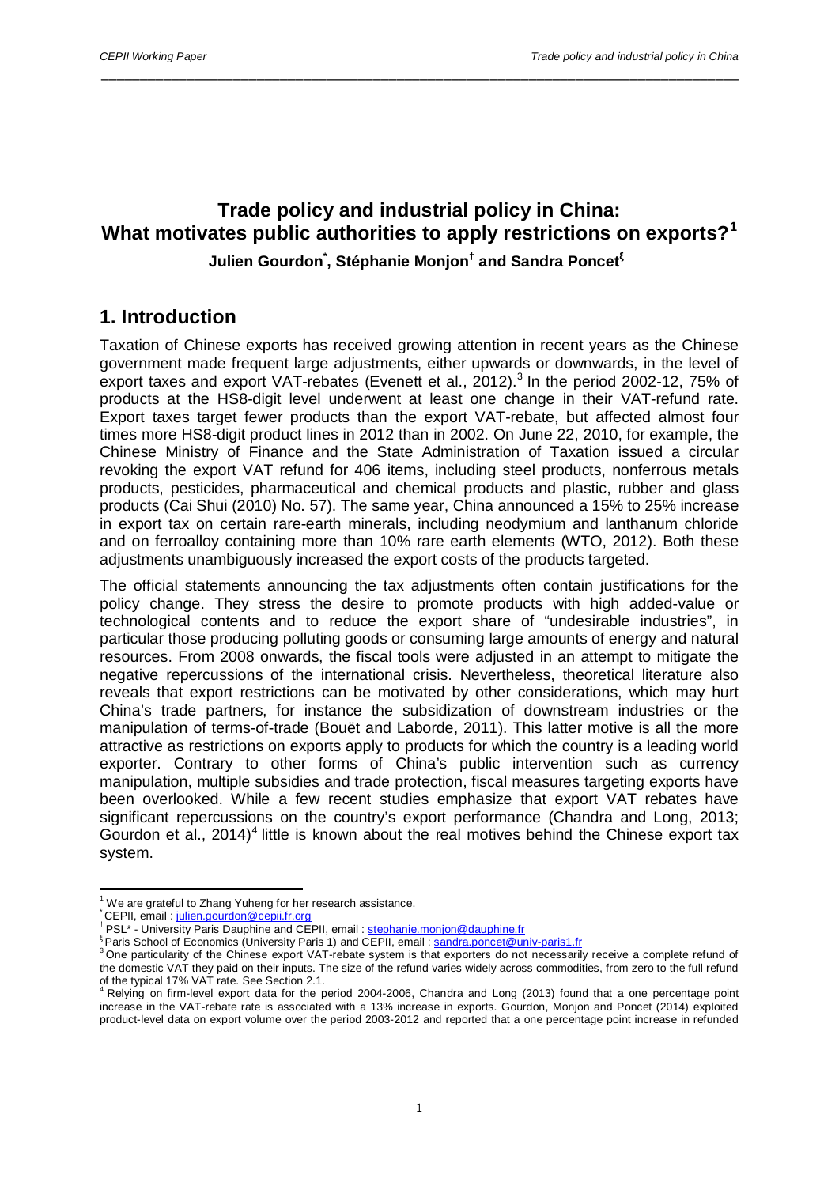# Trade policy and industrial policy in China: What motivates public authorities to apply restrictions on exports?[1]

**Julien Gourdon[*], Stéphanie Monjon[†] and Sandra Poncet[ξ]**

## 1. Introduction

Taxation of Chinese exports has received growing attention in recent years as the Chinese government made frequent large adjustments, either upwards or downwards, in the level of export taxes and export VAT-rebates (Evenett et al., 2012).[3] In the period 2002-12, 75% of products at the HS8-digit level underwent at least one change in their VAT-refund rate. Export taxes target fewer products than the export VAT-rebate, but affected almost four times more HS8-digit product lines in 2012 than in 2002. On June 22, 2010, for example, the Chinese Ministry of Finance and the State Administration of Taxation issued a circular revoking the export VAT refund for 406 items, including steel products, nonferrous metals products, pesticides, pharmaceutical and chemical products and plastic, rubber and glass products (Cai Shui (2010) No. 57). The same year, China announced a 15% to 25% increase in export tax on certain rare-earth minerals, including neodymium and lanthanum chloride and on ferroalloy containing more than 10% rare earth elements (WTO, 2012). Both these adjustments unambiguously increased the export costs of the products targeted.

The official statements announcing the tax adjustments often contain justifications for the policy change. They stress the desire to promote products with high added-value or technological contents and to reduce the export share of "undesirable industries", in particular those producing polluting goods or consuming large amounts of energy and natural resources. From 2008 onwards, the fiscal tools were adjusted in an attempt to mitigate the negative repercussions of the international crisis. Nevertheless, theoretical literature also reveals that export restrictions can be motivated by other considerations, which may hurt China's trade partners, for instance the subsidization of downstream industries or the manipulation of terms-of-trade (Bouët and Laborde, 2011). This latter motive is all the more attractive as restrictions on exports apply to products for which the country is a leading world exporter. Contrary to other forms of China's public intervention such as currency manipulation, multiple subsidies and trade protection, fiscal measures targeting exports have been overlooked. While a few recent studies emphasize that export VAT rebates have significant repercussions on the country's export performance (Chandra and Long, 2013; Gourdon et al., 2014)[4] little is known about the real motives behind the Chinese export tax system.

---

[1] We are grateful to Zhang Yuheng for her research assistance.

[*] CEPII, email : julien.gourdon@cepii.fr.org

[†] PSL* - University Paris Dauphine and CEPII, email : stephanie.monjon@dauphine.fr

[ξ] Paris School of Economics (University Paris 1) and CEPII, email : sandra.poncet@univ-paris1.fr

[3] One particularity of the Chinese export VAT-rebate system is that exporters do not necessarily receive a complete refund of the domestic VAT they paid on their inputs. The size of the refund varies widely across commodities, from zero to the full refund of the typical 17% VAT rate. See Section 2.1.

[4] Relying on firm-level export data for the period 2004-2006, Chandra and Long (2013) found that a one percentage point increase in the VAT-rebate rate is associated with a 13% increase in exports. Gourdon, Monjon and Poncet (2014) exploited product-level data on export volume over the period 2003-2012 and reported that a one percentage point increase in refunded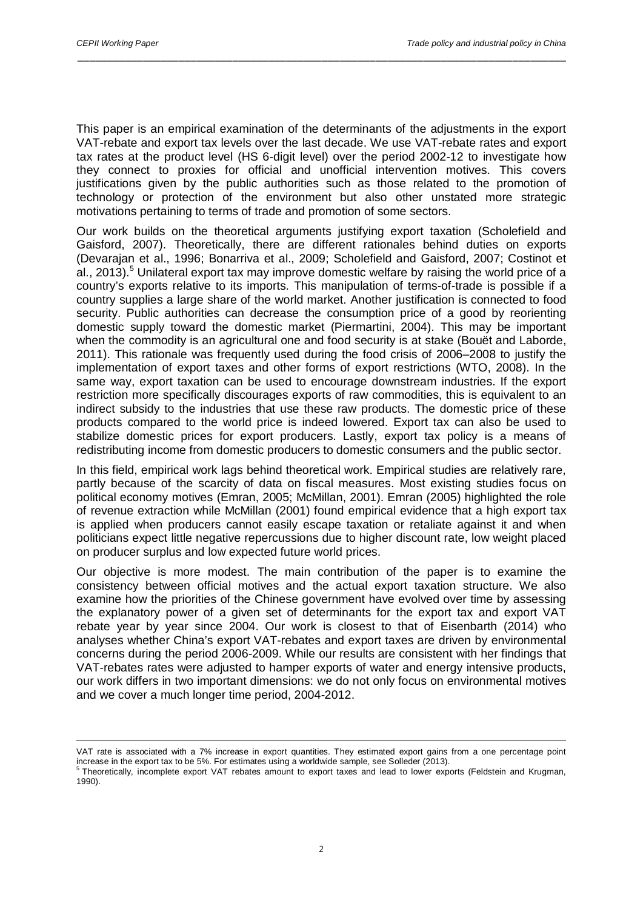This paper is an empirical examination of the determinants of the adjustments in the export VAT-rebate and export tax levels over the last decade. We use VAT-rebate rates and export tax rates at the product level (HS 6-digit level) over the period 2002-12 to investigate how they connect to proxies for official and unofficial intervention motives. This covers justifications given by the public authorities such as those related to the promotion of technology or protection of the environment but also other unstated more strategic motivations pertaining to terms of trade and promotion of some sectors.

Our work builds on the theoretical arguments justifying export taxation (Scholefield and Gaisford, 2007). Theoretically, there are different rationales behind duties on exports (Devarajan et al., 1996; Bonarriva et al., 2009; Scholefield and Gaisford, 2007; Costinot et al., 2013).[5] Unilateral export tax may improve domestic welfare by raising the world price of a country's exports relative to its imports. This manipulation of terms-of-trade is possible if a country supplies a large share of the world market. Another justification is connected to food security. Public authorities can decrease the consumption price of a good by reorienting domestic supply toward the domestic market (Piermartini, 2004). This may be important when the commodity is an agricultural one and food security is at stake (Bouët and Laborde, 2011). This rationale was frequently used during the food crisis of 2006–2008 to justify the implementation of export taxes and other forms of export restrictions (WTO, 2008). In the same way, export taxation can be used to encourage downstream industries. If the export restriction more specifically discourages exports of raw commodities, this is equivalent to an indirect subsidy to the industries that use these raw products. The domestic price of these products compared to the world price is indeed lowered. Export tax can also be used to stabilize domestic prices for export producers. Lastly, export tax policy is a means of redistributing income from domestic producers to domestic consumers and the public sector.

In this field, empirical work lags behind theoretical work. Empirical studies are relatively rare, partly because of the scarcity of data on fiscal measures. Most existing studies focus on political economy motives (Emran, 2005; McMillan, 2001). Emran (2005) highlighted the role of revenue extraction while McMillan (2001) found empirical evidence that a high export tax is applied when producers cannot easily escape taxation or retaliate against it and when politicians expect little negative repercussions due to higher discount rate, low weight placed on producer surplus and low expected future world prices.

Our objective is more modest. The main contribution of the paper is to examine the consistency between official motives and the actual export taxation structure. We also examine how the priorities of the Chinese government have evolved over time by assessing the explanatory power of a given set of determinants for the export tax and export VAT rebate year by year since 2004. Our work is closest to that of Eisenbarth (2014) who analyses whether China's export VAT-rebates and export taxes are driven by environmental concerns during the period 2006-2009. While our results are consistent with her findings that VAT-rebates rates were adjusted to hamper exports of water and energy intensive products, our work differs in two important dimensions: we do not only focus on environmental motives and we cover a much longer time period, 2004-2012.

---

VAT rate is associated with a 7% increase in export quantities. They estimated export gains from a one percentage point increase in the export tax to be 5%. For estimates using a worldwide sample, see Solleder (2013).

[5] Theoretically, incomplete export VAT rebates amount to export taxes and lead to lower exports (Feldstein and Krugman, 1990).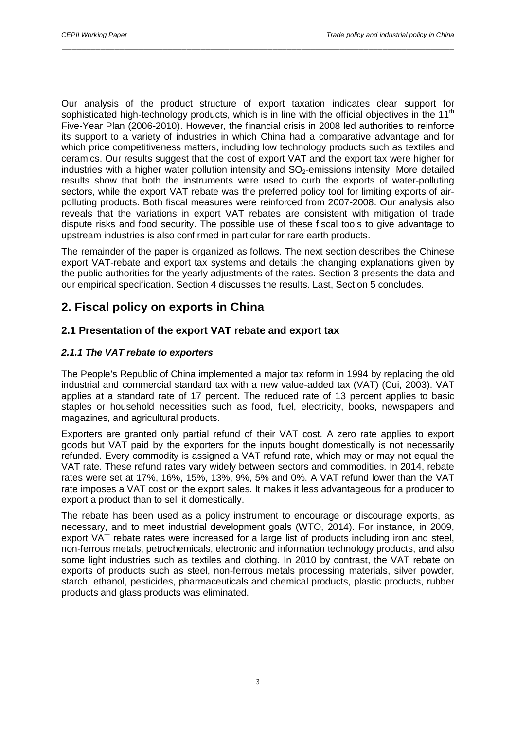Our analysis of the product structure of export taxation indicates clear support for sophisticated high-technology products, which is in line with the official objectives in the 11th Five-Year Plan (2006-2010). However, the financial crisis in 2008 led authorities to reinforce its support to a variety of industries in which China had a comparative advantage and for which price competitiveness matters, including low technology products such as textiles and ceramics. Our results suggest that the cost of export VAT and the export tax were higher for industries with a higher water pollution intensity and $SO_2$-emissions intensity. More detailed results show that both the instruments were used to curb the exports of water-polluting sectors, while the export VAT rebate was the preferred policy tool for limiting exports of air-polluting products. Both fiscal measures were reinforced from 2007-2008. Our analysis also reveals that the variations in export VAT rebates are consistent with mitigation of trade dispute risks and food security. The possible use of these fiscal tools to give advantage to upstream industries is also confirmed in particular for rare earth products.

The remainder of the paper is organized as follows. The next section describes the Chinese export VAT-rebate and export tax systems and details the changing explanations given by the public authorities for the yearly adjustments of the rates. Section 3 presents the data and our empirical specification. Section 4 discusses the results. Last, Section 5 concludes.

## 2. Fiscal policy on exports in China

### 2.1 Presentation of the export VAT rebate and export tax

#### *2.1.1 The VAT rebate to exporters*

The People's Republic of China implemented a major tax reform in 1994 by replacing the old industrial and commercial standard tax with a new value-added tax (VAT) (Cui, 2003). VAT applies at a standard rate of 17 percent. The reduced rate of 13 percent applies to basic staples or household necessities such as food, fuel, electricity, books, newspapers and magazines, and agricultural products.

Exporters are granted only partial refund of their VAT cost. A zero rate applies to export goods but VAT paid by the exporters for the inputs bought domestically is not necessarily refunded. Every commodity is assigned a VAT refund rate, which may or may not equal the VAT rate. These refund rates vary widely between sectors and commodities. In 2014, rebate rates were set at 17%, 16%, 15%, 13%, 9%, 5% and 0%. A VAT refund lower than the VAT rate imposes a VAT cost on the export sales. It makes it less advantageous for a producer to export a product than to sell it domestically.

The rebate has been used as a policy instrument to encourage or discourage exports, as necessary, and to meet industrial development goals (WTO, 2014). For instance, in 2009, export VAT rebate rates were increased for a large list of products including iron and steel, non-ferrous metals, petrochemicals, electronic and information technology products, and also some light industries such as textiles and clothing. In 2010 by contrast, the VAT rebate on exports of products such as steel, non-ferrous metals processing materials, silver powder, starch, ethanol, pesticides, pharmaceuticals and chemical products, plastic products, rubber products and glass products was eliminated.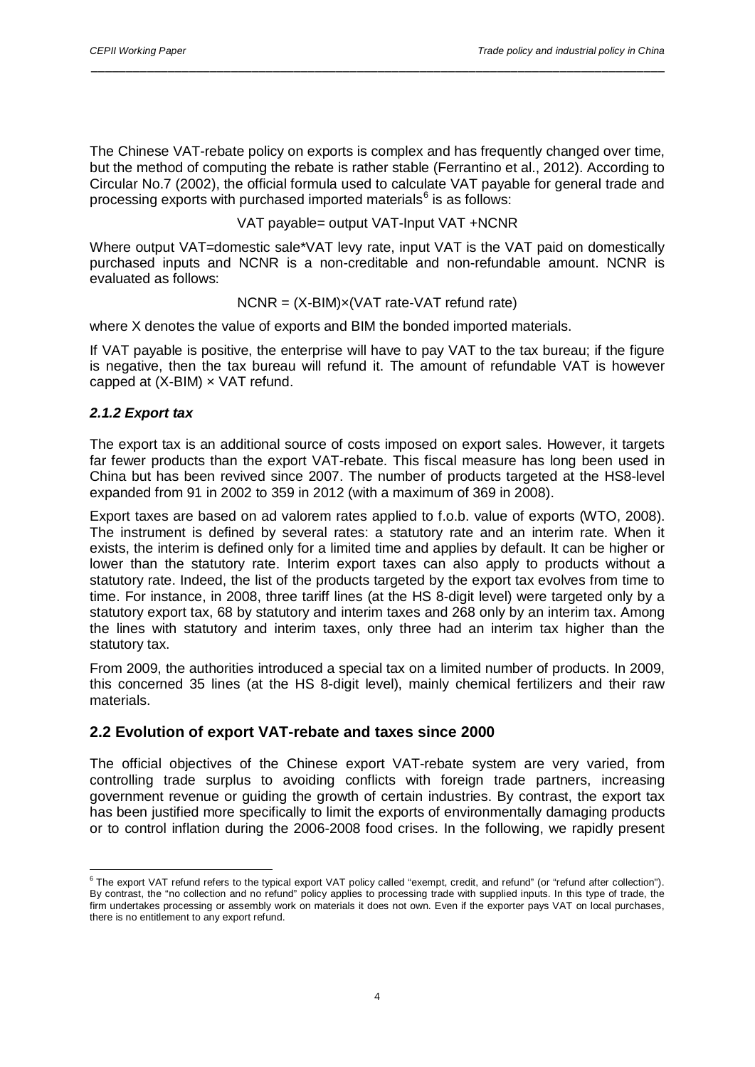The Chinese VAT-rebate policy on exports is complex and has frequently changed over time, but the method of computing the rebate is rather stable (Ferrantino et al., 2012). According to Circular No.7 (2002), the official formula used to calculate VAT payable for general trade and processing exports with purchased imported materials[6] is as follows:

$$\text{VAT payable} = \text{output VAT} - \text{Input VAT} + \text{NCNR}$$

Where output VAT=domestic sale*VAT levy rate, input VAT is the VAT paid on domestically purchased inputs and NCNR is a non-creditable and non-refundable amount. NCNR is evaluated as follows:

$$\text{NCNR} = (X - \text{BIM}) \times (\text{VAT rate} - \text{VAT refund rate})$$

where X denotes the value of exports and BIM the bonded imported materials.

If VAT payable is positive, the enterprise will have to pay VAT to the tax bureau; if the figure is negative, then the tax bureau will refund it. The amount of refundable VAT is however capped at (X-BIM) × VAT refund.

### *2.1.2 Export tax*

The export tax is an additional source of costs imposed on export sales. However, it targets far fewer products than the export VAT-rebate. This fiscal measure has long been used in China but has been revived since 2007. The number of products targeted at the HS8-level expanded from 91 in 2002 to 359 in 2012 (with a maximum of 369 in 2008).

Export taxes are based on ad valorem rates applied to f.o.b. value of exports (WTO, 2008). The instrument is defined by several rates: a statutory rate and an interim rate. When it exists, the interim is defined only for a limited time and applies by default. It can be higher or lower than the statutory rate. Interim export taxes can also apply to products without a statutory rate. Indeed, the list of the products targeted by the export tax evolves from time to time. For instance, in 2008, three tariff lines (at the HS 8-digit level) were targeted only by a statutory export tax, 68 by statutory and interim taxes and 268 only by an interim tax. Among the lines with statutory and interim taxes, only three had an interim tax higher than the statutory tax.

From 2009, the authorities introduced a special tax on a limited number of products. In 2009, this concerned 35 lines (at the HS 8-digit level), mainly chemical fertilizers and their raw materials.

## 2.2 Evolution of export VAT-rebate and taxes since 2000

The official objectives of the Chinese export VAT-rebate system are very varied, from controlling trade surplus to avoiding conflicts with foreign trade partners, increasing government revenue or guiding the growth of certain industries. By contrast, the export tax has been justified more specifically to limit the exports of environmentally damaging products or to control inflation during the 2006-2008 food crises. In the following, we rapidly present

---

[6] The export VAT refund refers to the typical export VAT policy called "exempt, credit, and refund" (or "refund after collection"). By contrast, the "no collection and no refund" policy applies to processing trade with supplied inputs. In this type of trade, the firm undertakes processing or assembly work on materials it does not own. Even if the exporter pays VAT on local purchases, there is no entitlement to any export refund.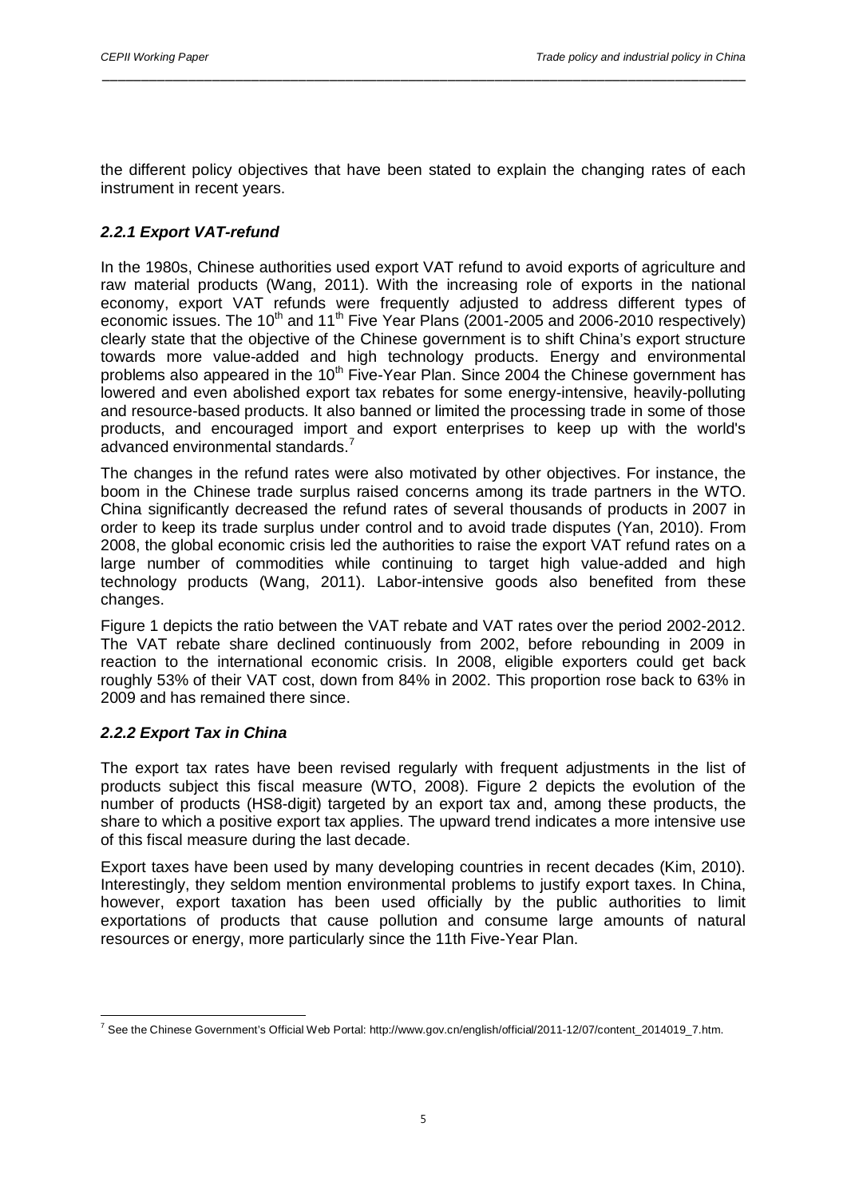the different policy objectives that have been stated to explain the changing rates of each instrument in recent years.

### *2.2.1 Export VAT-refund*

In the 1980s, Chinese authorities used export VAT refund to avoid exports of agriculture and raw material products (Wang, 2011). With the increasing role of exports in the national economy, export VAT refunds were frequently adjusted to address different types of economic issues. The 10th and 11th Five Year Plans (2001-2005 and 2006-2010 respectively) clearly state that the objective of the Chinese government is to shift China's export structure towards more value-added and high technology products. Energy and environmental problems also appeared in the 10th Five-Year Plan. Since 2004 the Chinese government has lowered and even abolished export tax rebates for some energy-intensive, heavily-polluting and resource-based products. It also banned or limited the processing trade in some of those products, and encouraged import and export enterprises to keep up with the world's advanced environmental standards.[7]

The changes in the refund rates were also motivated by other objectives. For instance, the boom in the Chinese trade surplus raised concerns among its trade partners in the WTO. China significantly decreased the refund rates of several thousands of products in 2007 in order to keep its trade surplus under control and to avoid trade disputes (Yan, 2010). From 2008, the global economic crisis led the authorities to raise the export VAT refund rates on a large number of commodities while continuing to target high value-added and high technology products (Wang, 2011). Labor-intensive goods also benefited from these changes.

Figure 1 depicts the ratio between the VAT rebate and VAT rates over the period 2002-2012. The VAT rebate share declined continuously from 2002, before rebounding in 2009 in reaction to the international economic crisis. In 2008, eligible exporters could get back roughly 53% of their VAT cost, down from 84% in 2002. This proportion rose back to 63% in 2009 and has remained there since.

### *2.2.2 Export Tax in China*

The export tax rates have been revised regularly with frequent adjustments in the list of products subject this fiscal measure (WTO, 2008). Figure 2 depicts the evolution of the number of products (HS8-digit) targeted by an export tax and, among these products, the share to which a positive export tax applies. The upward trend indicates a more intensive use of this fiscal measure during the last decade.

Export taxes have been used by many developing countries in recent decades (Kim, 2010). Interestingly, they seldom mention environmental problems to justify export taxes. In China, however, export taxation has been used officially by the public authorities to limit exportations of products that cause pollution and consume large amounts of natural resources or energy, more particularly since the 11th Five-Year Plan.

[7] See the Chinese Government's Official Web Portal: http://www.gov.cn/english/official/2011-12/07/content_2014019_7.htm.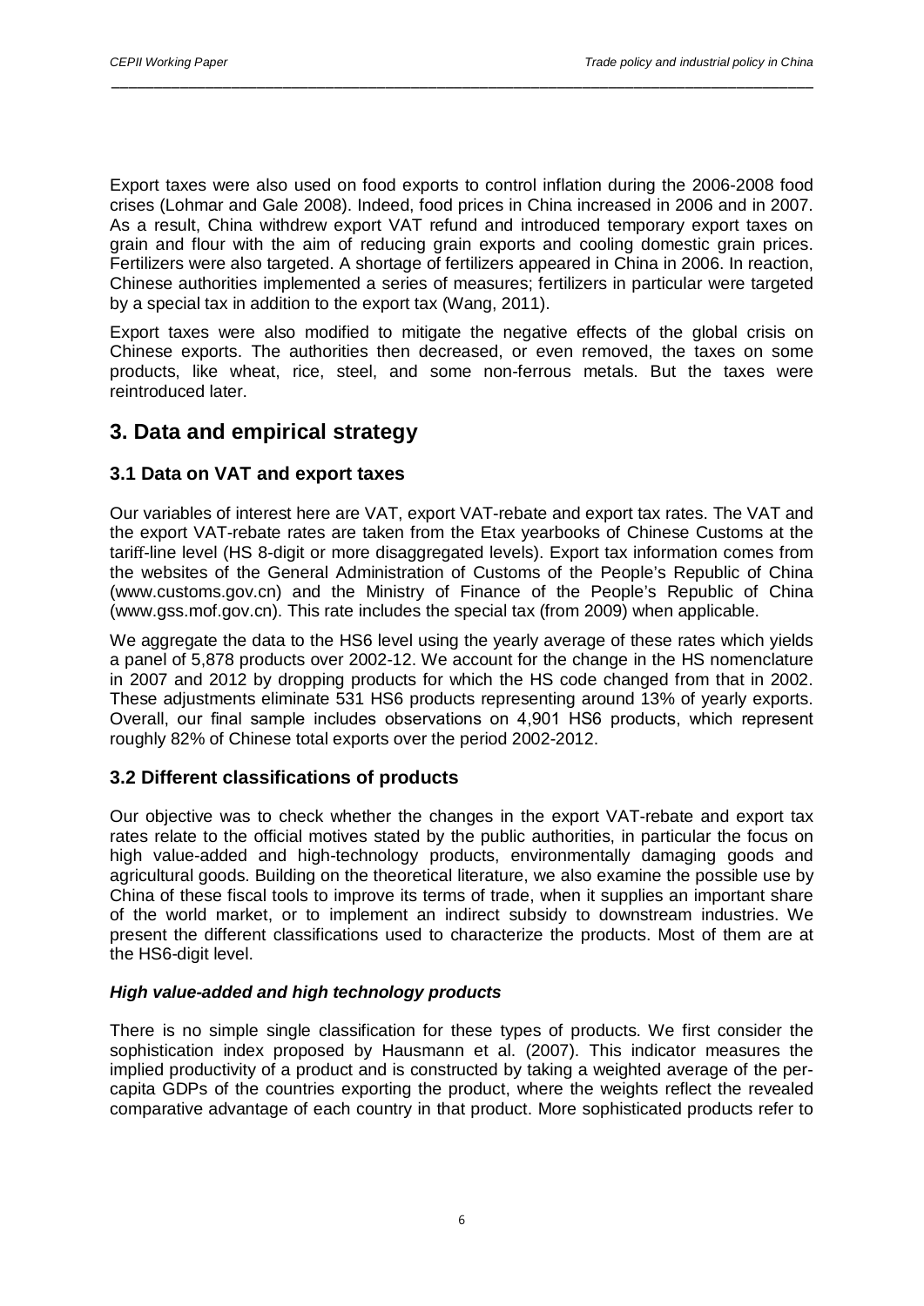Export taxes were also used on food exports to control inflation during the 2006-2008 food crises (Lohmar and Gale 2008). Indeed, food prices in China increased in 2006 and in 2007. As a result, China withdrew export VAT refund and introduced temporary export taxes on grain and flour with the aim of reducing grain exports and cooling domestic grain prices. Fertilizers were also targeted. A shortage of fertilizers appeared in China in 2006. In reaction, Chinese authorities implemented a series of measures; fertilizers in particular were targeted by a special tax in addition to the export tax (Wang, 2011).

Export taxes were also modified to mitigate the negative effects of the global crisis on Chinese exports. The authorities then decreased, or even removed, the taxes on some products, like wheat, rice, steel, and some non-ferrous metals. But the taxes were reintroduced later.

## 3. Data and empirical strategy

### 3.1 Data on VAT and export taxes

Our variables of interest here are VAT, export VAT-rebate and export tax rates. The VAT and the export VAT-rebate rates are taken from the Etax yearbooks of Chinese Customs at the tariff-line level (HS 8-digit or more disaggregated levels). Export tax information comes from the websites of the General Administration of Customs of the People's Republic of China (www.customs.gov.cn) and the Ministry of Finance of the People's Republic of China (www.gss.mof.gov.cn). This rate includes the special tax (from 2009) when applicable.

We aggregate the data to the HS6 level using the yearly average of these rates which yields a panel of 5,878 products over 2002-12. We account for the change in the HS nomenclature in 2007 and 2012 by dropping products for which the HS code changed from that in 2002. These adjustments eliminate 531 HS6 products representing around 13% of yearly exports. Overall, our final sample includes observations on 4,901 HS6 products, which represent roughly 82% of Chinese total exports over the period 2002-2012.

### 3.2 Different classifications of products

Our objective was to check whether the changes in the export VAT-rebate and export tax rates relate to the official motives stated by the public authorities, in particular the focus on high value-added and high-technology products, environmentally damaging goods and agricultural goods. Building on the theoretical literature, we also examine the possible use by China of these fiscal tools to improve its terms of trade, when it supplies an important share of the world market, or to implement an indirect subsidy to downstream industries. We present the different classifications used to characterize the products. Most of them are at the HS6-digit level.

***High value-added and high technology products***

There is no simple single classification for these types of products. We first consider the sophistication index proposed by Hausmann et al. (2007). This indicator measures the implied productivity of a product and is constructed by taking a weighted average of the per-capita GDPs of the countries exporting the product, where the weights reflect the revealed comparative advantage of each country in that product. More sophisticated products refer to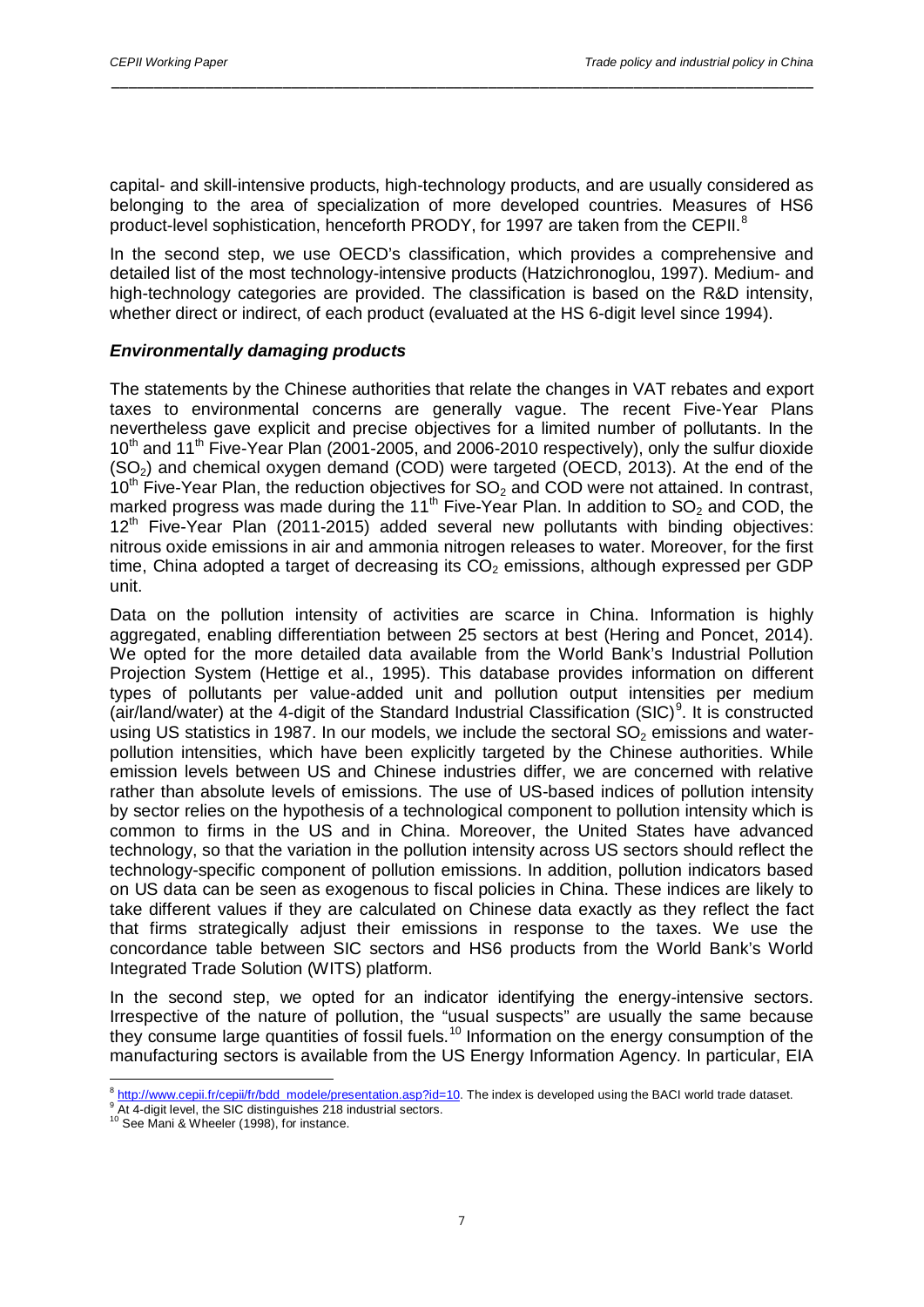capital- and skill-intensive products, high-technology products, and are usually considered as belonging to the area of specialization of more developed countries. Measures of HS6 product-level sophistication, henceforth PRODY, for 1997 are taken from the CEPII.[8]

In the second step, we use OECD's classification, which provides a comprehensive and detailed list of the most technology-intensive products (Hatzichronoglou, 1997). Medium- and high-technology categories are provided. The classification is based on the R&D intensity, whether direct or indirect, of each product (evaluated at the HS 6-digit level since 1994).

### *Environmentally damaging products*

The statements by the Chinese authorities that relate the changes in VAT rebates and export taxes to environmental concerns are generally vague. The recent Five-Year Plans nevertheless gave explicit and precise objectives for a limited number of pollutants. In the 10th and 11th Five-Year Plan (2001-2005, and 2006-2010 respectively), only the sulfur dioxide ($SO_2$) and chemical oxygen demand (COD) were targeted (OECD, 2013). At the end of the 10th Five-Year Plan, the reduction objectives for $SO_2$ and COD were not attained. In contrast, marked progress was made during the 11th Five-Year Plan. In addition to $SO_2$ and COD, the 12th Five-Year Plan (2011-2015) added several new pollutants with binding objectives: nitrous oxide emissions in air and ammonia nitrogen releases to water. Moreover, for the first time, China adopted a target of decreasing its $CO_2$ emissions, although expressed per GDP unit.

Data on the pollution intensity of activities are scarce in China. Information is highly aggregated, enabling differentiation between 25 sectors at best (Hering and Poncet, 2014). We opted for the more detailed data available from the World Bank's Industrial Pollution Projection System (Hettige et al., 1995). This database provides information on different types of pollutants per value-added unit and pollution output intensities per medium (air/land/water) at the 4-digit of the Standard Industrial Classification (SIC)[9]. It is constructed using US statistics in 1987. In our models, we include the sectoral $SO_2$ emissions and water-pollution intensities, which have been explicitly targeted by the Chinese authorities. While emission levels between US and Chinese industries differ, we are concerned with relative rather than absolute levels of emissions. The use of US-based indices of pollution intensity by sector relies on the hypothesis of a technological component to pollution intensity which is common to firms in the US and in China. Moreover, the United States have advanced technology, so that the variation in the pollution intensity across US sectors should reflect the technology-specific component of pollution emissions. In addition, pollution indicators based on US data can be seen as exogenous to fiscal policies in China. These indices are likely to take different values if they are calculated on Chinese data exactly as they reflect the fact that firms strategically adjust their emissions in response to the taxes. We use the concordance table between SIC sectors and HS6 products from the World Bank's World Integrated Trade Solution (WITS) platform.

In the second step, we opted for an indicator identifying the energy-intensive sectors. Irrespective of the nature of pollution, the "usual suspects" are usually the same because they consume large quantities of fossil fuels.[10] Information on the energy consumption of the manufacturing sectors is available from the US Energy Information Agency. In particular, EIA

---

[8] http://www.cepii.fr/cepii/fr/bdd_modele/presentation.asp?id=10. The index is developed using the BACI world trade dataset.

[9] At 4-digit level, the SIC distinguishes 218 industrial sectors.

[10] See Mani & Wheeler (1998), for instance.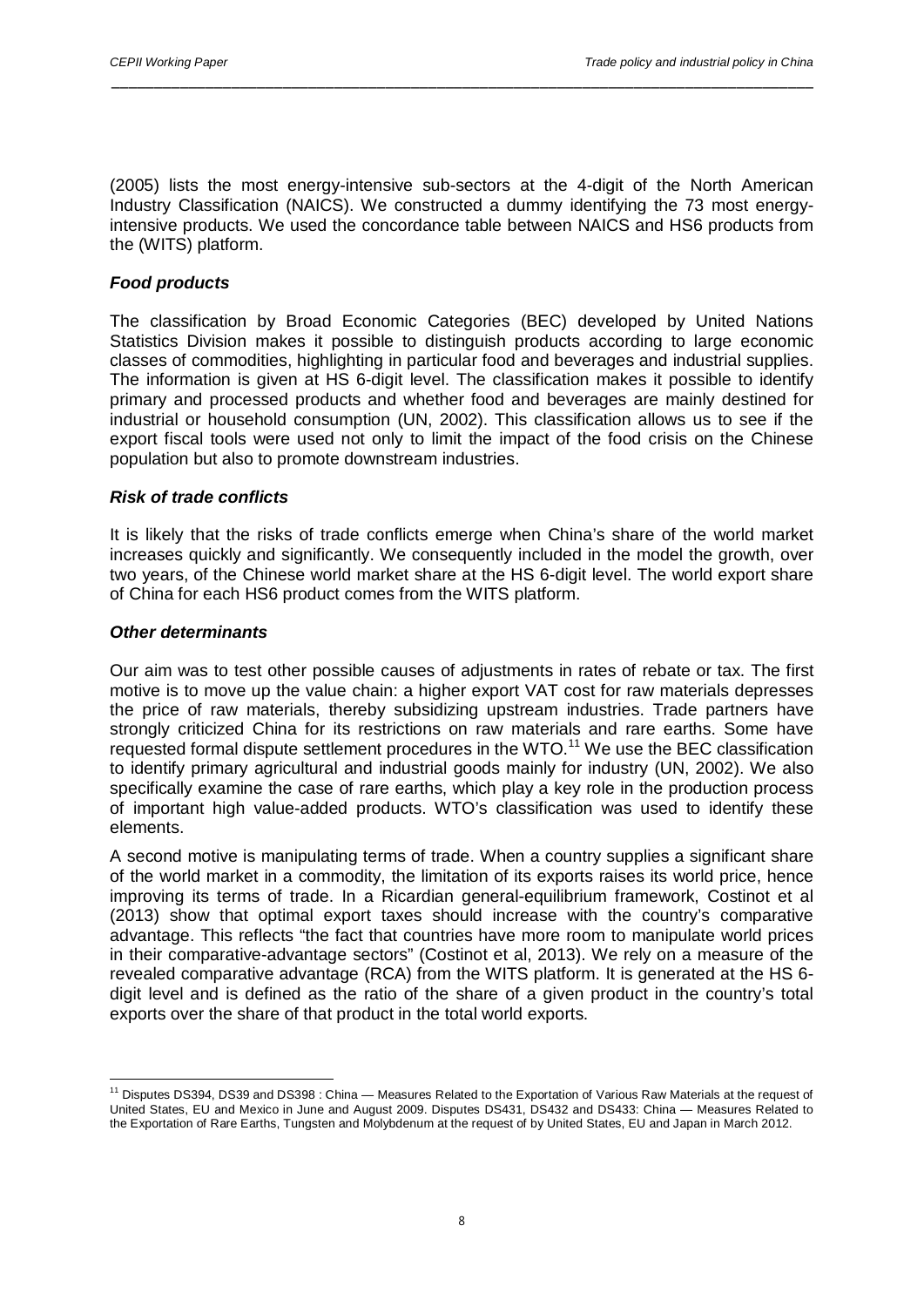(2005) lists the most energy-intensive sub-sectors at the 4-digit of the North American Industry Classification (NAICS). We constructed a dummy identifying the 73 most energy-intensive products. We used the concordance table between NAICS and HS6 products from the (WITS) platform.

### *Food products*

The classification by Broad Economic Categories (BEC) developed by United Nations Statistics Division makes it possible to distinguish products according to large economic classes of commodities, highlighting in particular food and beverages and industrial supplies. The information is given at HS 6-digit level. The classification makes it possible to identify primary and processed products and whether food and beverages are mainly destined for industrial or household consumption (UN, 2002). This classification allows us to see if the export fiscal tools were used not only to limit the impact of the food crisis on the Chinese population but also to promote downstream industries.

### *Risk of trade conflicts*

It is likely that the risks of trade conflicts emerge when China's share of the world market increases quickly and significantly. We consequently included in the model the growth, over two years, of the Chinese world market share at the HS 6-digit level. The world export share of China for each HS6 product comes from the WITS platform.

### *Other determinants*

Our aim was to test other possible causes of adjustments in rates of rebate or tax. The first motive is to move up the value chain: a higher export VAT cost for raw materials depresses the price of raw materials, thereby subsidizing upstream industries. Trade partners have strongly criticized China for its restrictions on raw materials and rare earths. Some have requested formal dispute settlement procedures in the WTO.[11] We use the BEC classification to identify primary agricultural and industrial goods mainly for industry (UN, 2002). We also specifically examine the case of rare earths, which play a key role in the production process of important high value-added products. WTO's classification was used to identify these elements.

A second motive is manipulating terms of trade. When a country supplies a significant share of the world market in a commodity, the limitation of its exports raises its world price, hence improving its terms of trade. In a Ricardian general-equilibrium framework, Costinot et al (2013) show that optimal export taxes should increase with the country's comparative advantage. This reflects "the fact that countries have more room to manipulate world prices in their comparative-advantage sectors" (Costinot et al, 2013). We rely on a measure of the revealed comparative advantage (RCA) from the WITS platform. It is generated at the HS 6-digit level and is defined as the ratio of the share of a given product in the country's total exports over the share of that product in the total world exports.

---

[11] Disputes DS394, DS39 and DS398 : China — Measures Related to the Exportation of Various Raw Materials at the request of United States, EU and Mexico in June and August 2009. Disputes DS431, DS432 and DS433: China — Measures Related to the Exportation of Rare Earths, Tungsten and Molybdenum at the request of by United States, EU and Japan in March 2012.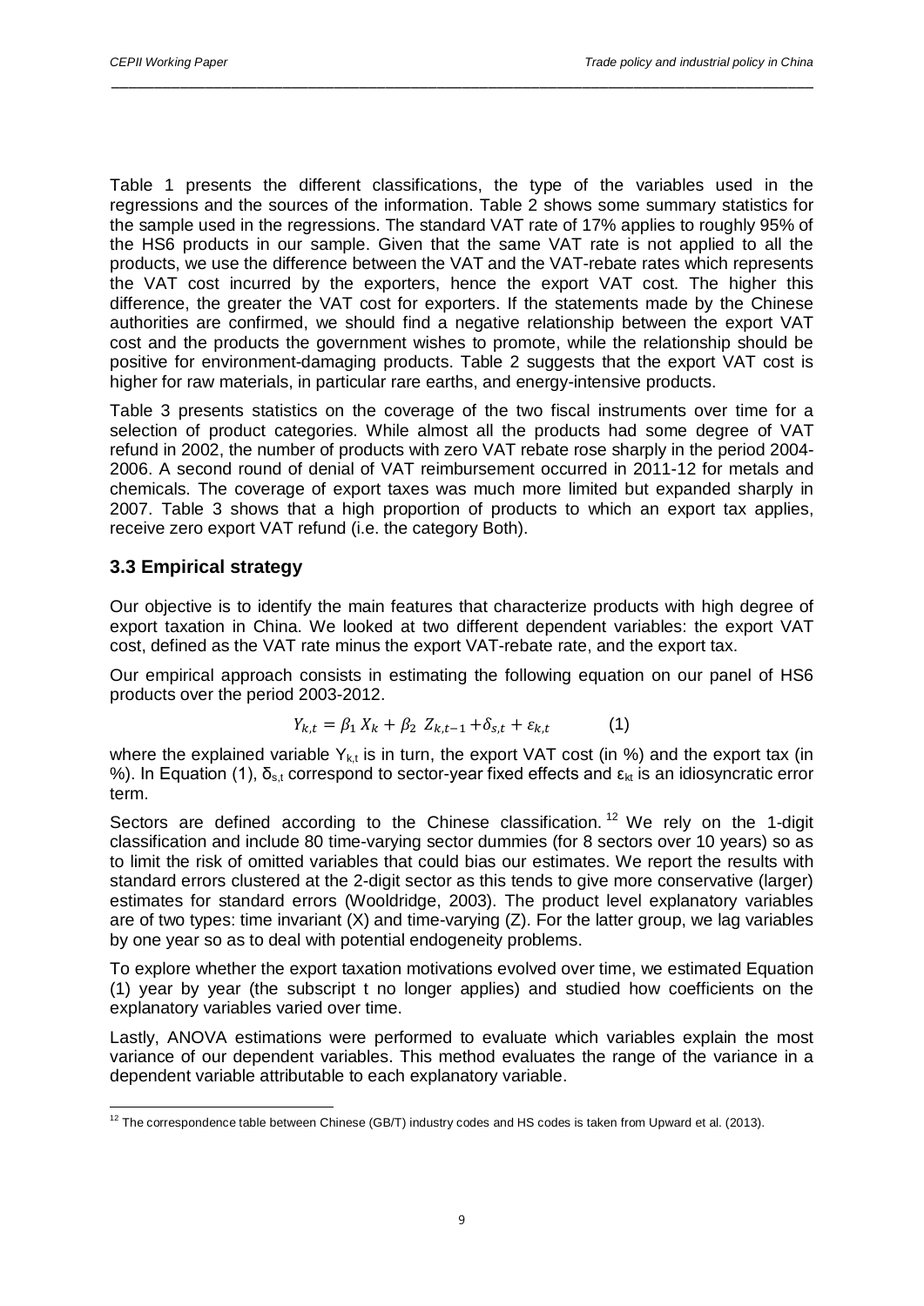Table 1 presents the different classifications, the type of the variables used in the regressions and the sources of the information. Table 2 shows some summary statistics for the sample used in the regressions. The standard VAT rate of 17% applies to roughly 95% of the HS6 products in our sample. Given that the same VAT rate is not applied to all the products, we use the difference between the VAT and the VAT-rebate rates which represents the VAT cost incurred by the exporters, hence the export VAT cost. The higher this difference, the greater the VAT cost for exporters. If the statements made by the Chinese authorities are confirmed, we should find a negative relationship between the export VAT cost and the products the government wishes to promote, while the relationship should be positive for environment-damaging products. Table 2 suggests that the export VAT cost is higher for raw materials, in particular rare earths, and energy-intensive products.

Table 3 presents statistics on the coverage of the two fiscal instruments over time for a selection of product categories. While almost all the products had some degree of VAT refund in 2002, the number of products with zero VAT rebate rose sharply in the period 2004-2006. A second round of denial of VAT reimbursement occurred in 2011-12 for metals and chemicals. The coverage of export taxes was much more limited but expanded sharply in 2007. Table 3 shows that a high proportion of products to which an export tax applies, receive zero export VAT refund (i.e. the category Both).

### 3.3 Empirical strategy

Our objective is to identify the main features that characterize products with high degree of export taxation in China. We looked at two different dependent variables: the export VAT cost, defined as the VAT rate minus the export VAT-rebate rate, and the export tax.

Our empirical approach consists in estimating the following equation on our panel of HS6 products over the period 2003-2012.

$$Y_{k,t} = \beta_1 X_k + \beta_2 Z_{k,t-1} + \delta_{s,t} + \varepsilon_{k,t} \qquad (1)$$

where the explained variable $Y_{k,t}$ is in turn, the export VAT cost (in %) and the export tax (in %). In Equation (1), $\delta_{s,t}$ correspond to sector-year fixed effects and $\varepsilon_{kt}$ is an idiosyncratic error term.

Sectors are defined according to the Chinese classification.[12] We rely on the 1-digit classification and include 80 time-varying sector dummies (for 8 sectors over 10 years) so as to limit the risk of omitted variables that could bias our estimates. We report the results with standard errors clustered at the 2-digit sector as this tends to give more conservative (larger) estimates for standard errors (Wooldridge, 2003). The product level explanatory variables are of two types: time invariant (X) and time-varying (Z). For the latter group, we lag variables by one year so as to deal with potential endogeneity problems.

To explore whether the export taxation motivations evolved over time, we estimated Equation (1) year by year (the subscript t no longer applies) and studied how coefficients on the explanatory variables varied over time.

Lastly, ANOVA estimations were performed to evaluate which variables explain the most variance of our dependent variables. This method evaluates the range of the variance in a dependent variable attributable to each explanatory variable.

---

[12] The correspondence table between Chinese (GB/T) industry codes and HS codes is taken from Upward et al. (2013).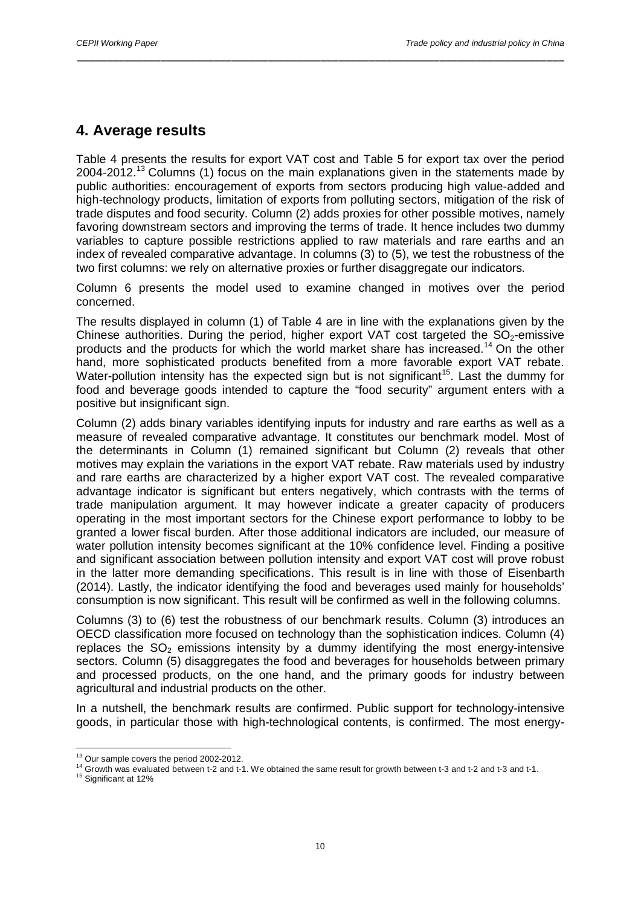## 4. Average results

Table 4 presents the results for export VAT cost and Table 5 for export tax over the period 2004-2012.[13] Columns (1) focus on the main explanations given in the statements made by public authorities: encouragement of exports from sectors producing high value-added and high-technology products, limitation of exports from polluting sectors, mitigation of the risk of trade disputes and food security. Column (2) adds proxies for other possible motives, namely favoring downstream sectors and improving the terms of trade. It hence includes two dummy variables to capture possible restrictions applied to raw materials and rare earths and an index of revealed comparative advantage. In columns (3) to (5), we test the robustness of the two first columns: we rely on alternative proxies or further disaggregate our indicators.

Column 6 presents the model used to examine changed in motives over the period concerned.

The results displayed in column (1) of Table 4 are in line with the explanations given by the Chinese authorities. During the period, higher export VAT cost targeted the $SO_2$-emissive products and the products for which the world market share has increased.[14] On the other hand, more sophisticated products benefited from a more favorable export VAT rebate. Water-pollution intensity has the expected sign but is not significant[15]. Last the dummy for food and beverage goods intended to capture the "food security" argument enters with a positive but insignificant sign.

Column (2) adds binary variables identifying inputs for industry and rare earths as well as a measure of revealed comparative advantage. It constitutes our benchmark model. Most of the determinants in Column (1) remained significant but Column (2) reveals that other motives may explain the variations in the export VAT rebate. Raw materials used by industry and rare earths are characterized by a higher export VAT cost. The revealed comparative advantage indicator is significant but enters negatively, which contrasts with the terms of trade manipulation argument. It may however indicate a greater capacity of producers operating in the most important sectors for the Chinese export performance to lobby to be granted a lower fiscal burden. After those additional indicators are included, our measure of water pollution intensity becomes significant at the 10% confidence level. Finding a positive and significant association between pollution intensity and export VAT cost will prove robust in the latter more demanding specifications. This result is in line with those of Eisenbarth (2014). Lastly, the indicator identifying the food and beverages used mainly for households' consumption is now significant. This result will be confirmed as well in the following columns.

Columns (3) to (6) test the robustness of our benchmark results. Column (3) introduces an OECD classification more focused on technology than the sophistication indices. Column (4) replaces the $SO_2$ emissions intensity by a dummy identifying the most energy-intensive sectors. Column (5) disaggregates the food and beverages for households between primary and processed products, on the one hand, and the primary goods for industry between agricultural and industrial products on the other.

In a nutshell, the benchmark results are confirmed. Public support for technology-intensive goods, in particular those with high-technological contents, is confirmed. The most energy-

[13] Our sample covers the period 2002-2012.

[14] Growth was evaluated between t-2 and t-1. We obtained the same result for growth between t-3 and t-2 and t-3 and t-1.

[15] Significant at 12%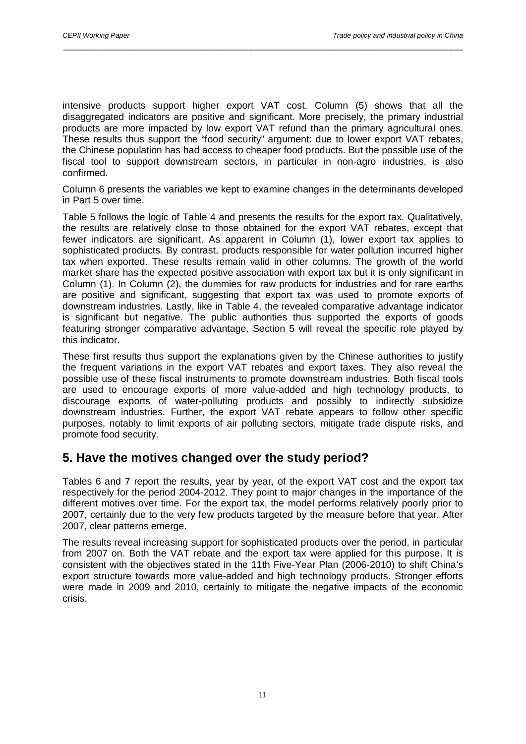intensive products support higher export VAT cost. Column (5) shows that all the disaggregated indicators are positive and significant. More precisely, the primary industrial products are more impacted by low export VAT refund than the primary agricultural ones. These results thus support the "food security" argument: due to lower export VAT rebates, the Chinese population has had access to cheaper food products. But the possible use of the fiscal tool to support downstream sectors, in particular in non-agro industries, is also confirmed.

Column 6 presents the variables we kept to examine changes in the determinants developed in Part 5 over time.

Table 5 follows the logic of Table 4 and presents the results for the export tax. Qualitatively, the results are relatively close to those obtained for the export VAT rebates, except that fewer indicators are significant. As apparent in Column (1), lower export tax applies to sophisticated products. By contrast, products responsible for water pollution incurred higher tax when exported. These results remain valid in other columns. The growth of the world market share has the expected positive association with export tax but it is only significant in Column (1). In Column (2), the dummies for raw products for industries and for rare earths are positive and significant, suggesting that export tax was used to promote exports of downstream industries. Lastly, like in Table 4, the revealed comparative advantage indicator is significant but negative. The public authorities thus supported the exports of goods featuring stronger comparative advantage. Section 5 will reveal the specific role played by this indicator.

These first results thus support the explanations given by the Chinese authorities to justify the frequent variations in the export VAT rebates and export taxes. They also reveal the possible use of these fiscal instruments to promote downstream industries. Both fiscal tools are used to encourage exports of more value-added and high technology products, to discourage exports of water-polluting products and possibly to indirectly subsidize downstream industries. Further, the export VAT rebate appears to follow other specific purposes, notably to limit exports of air polluting sectors, mitigate trade dispute risks, and promote food security.

## 5. Have the motives changed over the study period?

Tables 6 and 7 report the results, year by year, of the export VAT cost and the export tax respectively for the period 2004-2012. They point to major changes in the importance of the different motives over time. For the export tax, the model performs relatively poorly prior to 2007, certainly due to the very few products targeted by the measure before that year. After 2007, clear patterns emerge.

The results reveal increasing support for sophisticated products over the period, in particular from 2007 on. Both the VAT rebate and the export tax were applied for this purpose. It is consistent with the objectives stated in the 11th Five-Year Plan (2006-2010) to shift China's export structure towards more value-added and high technology products. Stronger efforts were made in 2009 and 2010, certainly to mitigate the negative impacts of the economic crisis.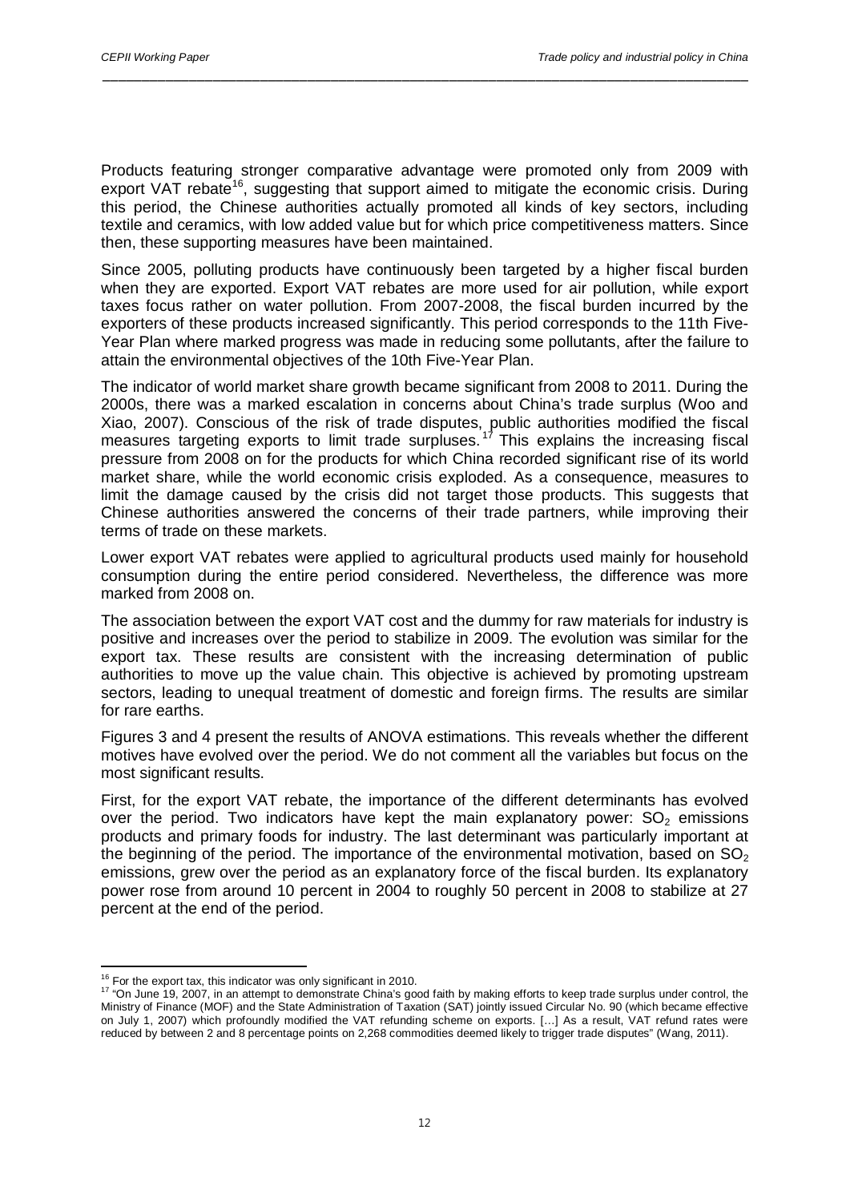Products featuring stronger comparative advantage were promoted only from 2009 with export VAT rebate[16], suggesting that support aimed to mitigate the economic crisis. During this period, the Chinese authorities actually promoted all kinds of key sectors, including textile and ceramics, with low added value but for which price competitiveness matters. Since then, these supporting measures have been maintained.

Since 2005, polluting products have continuously been targeted by a higher fiscal burden when they are exported. Export VAT rebates are more used for air pollution, while export taxes focus rather on water pollution. From 2007-2008, the fiscal burden incurred by the exporters of these products increased significantly. This period corresponds to the 11th Five-Year Plan where marked progress was made in reducing some pollutants, after the failure to attain the environmental objectives of the 10th Five-Year Plan.

The indicator of world market share growth became significant from 2008 to 2011. During the 2000s, there was a marked escalation in concerns about China's trade surplus (Woo and Xiao, 2007). Conscious of the risk of trade disputes, public authorities modified the fiscal measures targeting exports to limit trade surpluses.[17] This explains the increasing fiscal pressure from 2008 on for the products for which China recorded significant rise of its world market share, while the world economic crisis exploded. As a consequence, measures to limit the damage caused by the crisis did not target those products. This suggests that Chinese authorities answered the concerns of their trade partners, while improving their terms of trade on these markets.

Lower export VAT rebates were applied to agricultural products used mainly for household consumption during the entire period considered. Nevertheless, the difference was more marked from 2008 on.

The association between the export VAT cost and the dummy for raw materials for industry is positive and increases over the period to stabilize in 2009. The evolution was similar for the export tax. These results are consistent with the increasing determination of public authorities to move up the value chain. This objective is achieved by promoting upstream sectors, leading to unequal treatment of domestic and foreign firms. The results are similar for rare earths.

Figures 3 and 4 present the results of ANOVA estimations. This reveals whether the different motives have evolved over the period. We do not comment all the variables but focus on the most significant results.

First, for the export VAT rebate, the importance of the different determinants has evolved over the period. Two indicators have kept the main explanatory power: $SO_2$ emissions products and primary foods for industry. The last determinant was particularly important at the beginning of the period. The importance of the environmental motivation, based on $SO_2$ emissions, grew over the period as an explanatory force of the fiscal burden. Its explanatory power rose from around 10 percent in 2004 to roughly 50 percent in 2008 to stabilize at 27 percent at the end of the period.

[16] For the export tax, this indicator was only significant in 2010.

[17] "On June 19, 2007, in an attempt to demonstrate China's good faith by making efforts to keep trade surplus under control, the Ministry of Finance (MOF) and the State Administration of Taxation (SAT) jointly issued Circular No. 90 (which became effective on July 1, 2007) which profoundly modified the VAT refunding scheme on exports. […] As a result, VAT refund rates were reduced by between 2 and 8 percentage points on 2,268 commodities deemed likely to trigger trade disputes" (Wang, 2011).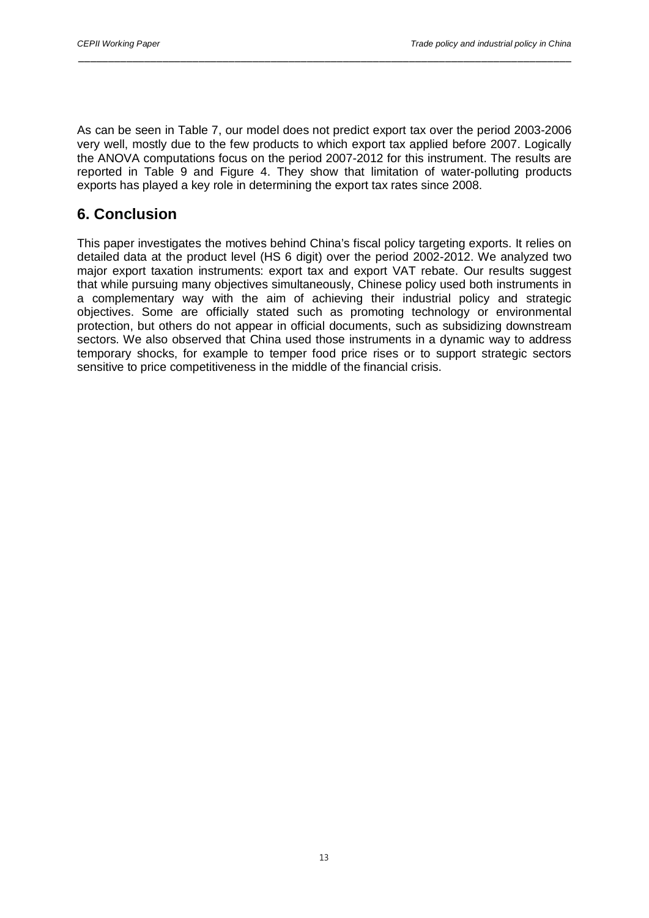As can be seen in Table 7, our model does not predict export tax over the period 2003-2006 very well, mostly due to the few products to which export tax applied before 2007. Logically the ANOVA computations focus on the period 2007-2012 for this instrument. The results are reported in Table 9 and Figure 4. They show that limitation of water-polluting products exports has played a key role in determining the export tax rates since 2008.

## 6. Conclusion

This paper investigates the motives behind China's fiscal policy targeting exports. It relies on detailed data at the product level (HS 6 digit) over the period 2002-2012. We analyzed two major export taxation instruments: export tax and export VAT rebate. Our results suggest that while pursuing many objectives simultaneously, Chinese policy used both instruments in a complementary way with the aim of achieving their industrial policy and strategic objectives. Some are officially stated such as promoting technology or environmental protection, but others do not appear in official documents, such as subsidizing downstream sectors. We also observed that China used those instruments in a dynamic way to address temporary shocks, for example to temper food price rises or to support strategic sectors sensitive to price competitiveness in the middle of the financial crisis.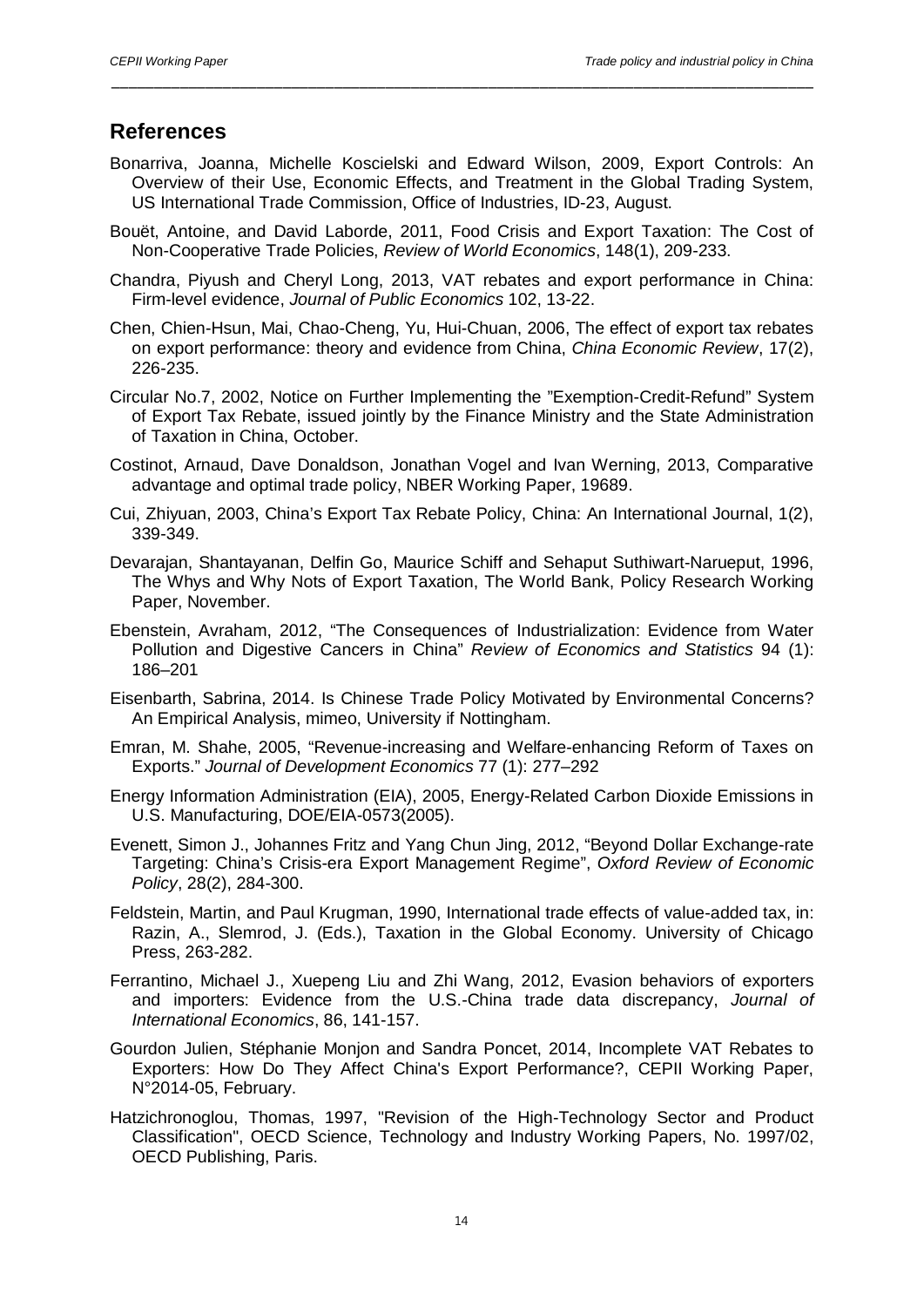## References

Bonarriva, Joanna, Michelle Koscielski and Edward Wilson, 2009, Export Controls: An Overview of their Use, Economic Effects, and Treatment in the Global Trading System, US International Trade Commission, Office of Industries, ID-23, August.

Bouët, Antoine, and David Laborde, 2011, Food Crisis and Export Taxation: The Cost of Non-Cooperative Trade Policies, *Review of World Economics*, 148(1), 209-233.

Chandra, Piyush and Cheryl Long, 2013, VAT rebates and export performance in China: Firm-level evidence, *Journal of Public Economics* 102, 13-22.

Chen, Chien-Hsun, Mai, Chao-Cheng, Yu, Hui-Chuan, 2006, The effect of export tax rebates on export performance: theory and evidence from China, *China Economic Review*, 17(2), 226-235.

Circular No.7, 2002, Notice on Further Implementing the "Exemption-Credit-Refund" System of Export Tax Rebate, issued jointly by the Finance Ministry and the State Administration of Taxation in China, October.

Costinot, Arnaud, Dave Donaldson, Jonathan Vogel and Ivan Werning, 2013, Comparative advantage and optimal trade policy, NBER Working Paper, 19689.

Cui, Zhiyuan, 2003, China's Export Tax Rebate Policy, China: An International Journal, 1(2), 339-349.

Devarajan, Shantayanan, Delfin Go, Maurice Schiff and Sehaput Suthiwart-Narueput, 1996, The Whys and Why Nots of Export Taxation, The World Bank, Policy Research Working Paper, November.

Ebenstein, Avraham, 2012, "The Consequences of Industrialization: Evidence from Water Pollution and Digestive Cancers in China" *Review of Economics and Statistics* 94 (1): 186–201

Eisenbarth, Sabrina, 2014. Is Chinese Trade Policy Motivated by Environmental Concerns? An Empirical Analysis, mimeo, University if Nottingham.

Emran, M. Shahe, 2005, "Revenue-increasing and Welfare-enhancing Reform of Taxes on Exports." *Journal of Development Economics* 77 (1): 277–292

Energy Information Administration (EIA), 2005, Energy-Related Carbon Dioxide Emissions in U.S. Manufacturing, DOE/EIA-0573(2005).

Evenett, Simon J., Johannes Fritz and Yang Chun Jing, 2012, "Beyond Dollar Exchange-rate Targeting: China's Crisis-era Export Management Regime", *Oxford Review of Economic Policy*, 28(2), 284-300.

Feldstein, Martin, and Paul Krugman, 1990, International trade effects of value-added tax, in: Razin, A., Slemrod, J. (Eds.), Taxation in the Global Economy. University of Chicago Press, 263-282.

Ferrantino, Michael J., Xuepeng Liu and Zhi Wang, 2012, Evasion behaviors of exporters and importers: Evidence from the U.S.-China trade data discrepancy, *Journal of International Economics*, 86, 141-157.

Gourdon Julien, Stéphanie Monjon and Sandra Poncet, 2014, Incomplete VAT Rebates to Exporters: How Do They Affect China's Export Performance?, CEPII Working Paper, N°2014-05, February.

Hatzichronoglou, Thomas, 1997, "Revision of the High-Technology Sector and Product Classification", OECD Science, Technology and Industry Working Papers, No. 1997/02, OECD Publishing, Paris.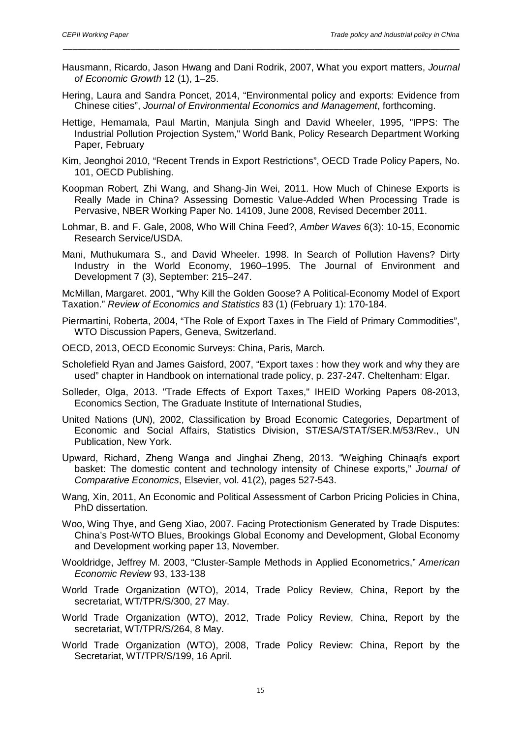Hausmann, Ricardo, Jason Hwang and Dani Rodrik, 2007, What you export matters, *Journal of Economic Growth* 12 (1), 1–25.

Hering, Laura and Sandra Poncet, 2014, "Environmental policy and exports: Evidence from Chinese cities", *Journal of Environmental Economics and Management*, forthcoming.

Hettige, Hemamala, Paul Martin, Manjula Singh and David Wheeler, 1995, "IPPS: The Industrial Pollution Projection System," World Bank, Policy Research Department Working Paper, February

Kim, Jeonghoi 2010, "Recent Trends in Export Restrictions", OECD Trade Policy Papers, No. 101, OECD Publishing.

Koopman Robert, Zhi Wang, and Shang-Jin Wei, 2011. How Much of Chinese Exports is Really Made in China? Assessing Domestic Value-Added When Processing Trade is Pervasive, NBER Working Paper No. 14109, June 2008, Revised December 2011.

Lohmar, B. and F. Gale, 2008, Who Will China Feed?, *Amber Waves* 6(3): 10-15, Economic Research Service/USDA.

Mani, Muthukumara S., and David Wheeler. 1998. In Search of Pollution Havens? Dirty Industry in the World Economy, 1960–1995. The Journal of Environment and Development 7 (3), September: 215–247.

McMillan, Margaret. 2001, "Why Kill the Golden Goose? A Political-Economy Model of Export Taxation." *Review of Economics and Statistics* 83 (1) (February 1): 170-184.

Piermartini, Roberta, 2004, "The Role of Export Taxes in The Field of Primary Commodities", WTO Discussion Papers, Geneva, Switzerland.

OECD, 2013, OECD Economic Surveys: China, Paris, March.

Scholefield Ryan and James Gaisford, 2007, "Export taxes : how they work and why they are used" chapter in Handbook on international trade policy, p. 237-247. Cheltenham: Elgar.

Solleder, Olga, 2013. "Trade Effects of Export Taxes," IHEID Working Papers 08-2013, Economics Section, The Graduate Institute of International Studies,

United Nations (UN), 2002, Classification by Broad Economic Categories, Department of Economic and Social Affairs, Statistics Division, ST/ESA/STAT/SER.M/53/Rev., UN Publication, New York.

Upward, Richard, Zheng Wanga and Jinghai Zheng, 2013. "Weighing Chinaąŕs export basket: The domestic content and technology intensity of Chinese exports," *Journal of Comparative Economics*, Elsevier, vol. 41(2), pages 527-543.

Wang, Xin, 2011, An Economic and Political Assessment of Carbon Pricing Policies in China, PhD dissertation.

Woo, Wing Thye, and Geng Xiao, 2007. Facing Protectionism Generated by Trade Disputes: China's Post-WTO Blues, Brookings Global Economy and Development, Global Economy and Development working paper 13, November.

Wooldridge, Jeffrey M. 2003, "Cluster-Sample Methods in Applied Econometrics," *American Economic Review* 93, 133-138

World Trade Organization (WTO), 2014, Trade Policy Review, China, Report by the secretariat, WT/TPR/S/300, 27 May.

World Trade Organization (WTO), 2012, Trade Policy Review, China, Report by the secretariat, WT/TPR/S/264, 8 May.

World Trade Organization (WTO), 2008, Trade Policy Review: China, Report by the Secretariat, WT/TPR/S/199, 16 April.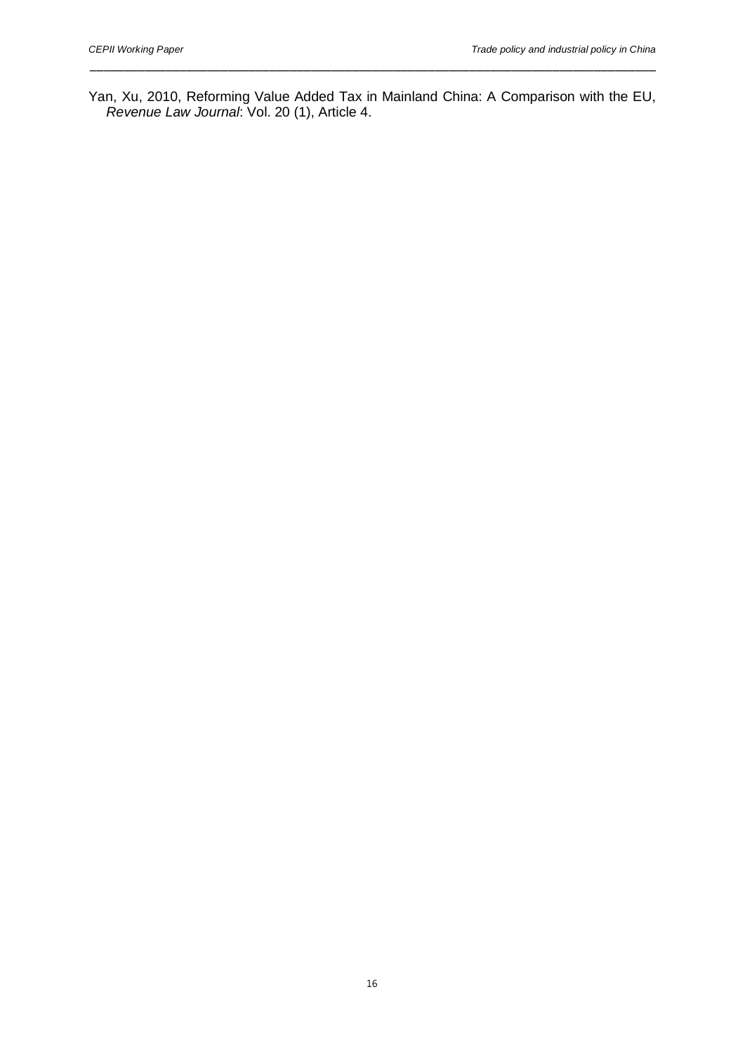Yan, Xu, 2010, Reforming Value Added Tax in Mainland China: A Comparison with the EU, *Revenue Law Journal*: Vol. 20 (1), Article 4.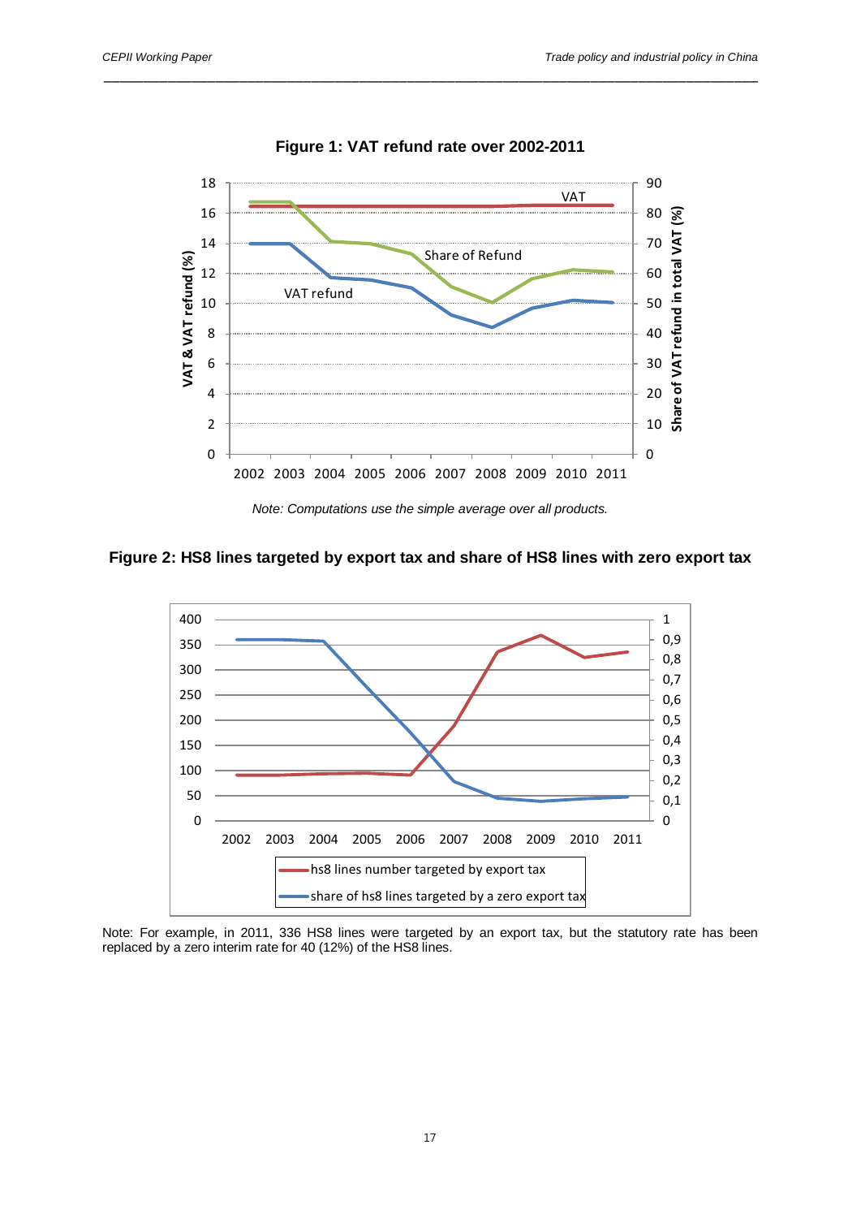**Figure 1: VAT refund rate over 2002-2011**

*Note: Computations use the simple average over all products.*

**Figure 2: HS8 lines targeted by export tax and share of HS8 lines with zero export tax**

Note: For example, in 2011, 336 HS8 lines were targeted by an export tax, but the statutory rate has been replaced by a zero interim rate for 40 (12%) of the HS8 lines.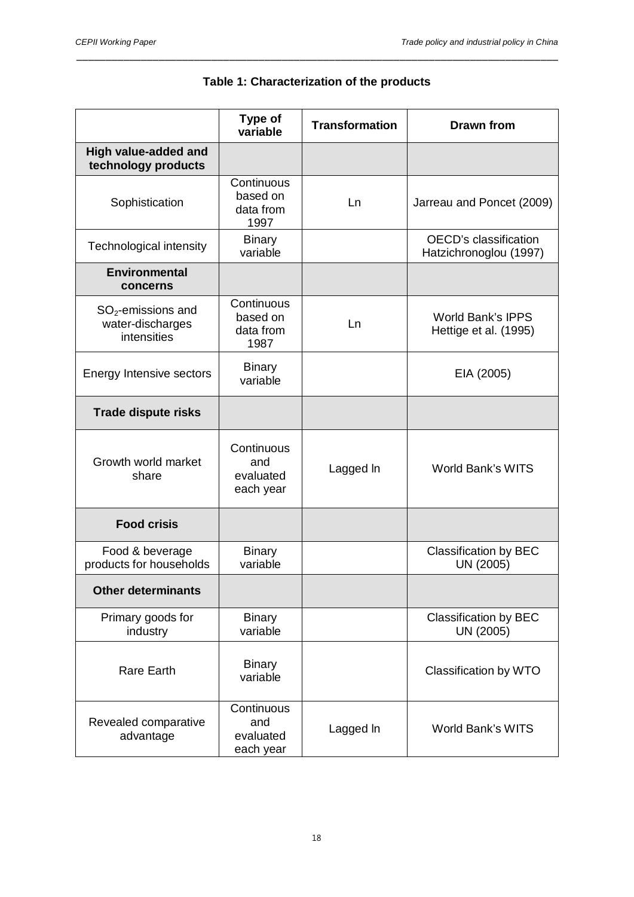**Table 1: Characterization of the products**

| | Type of variable | Transformation | Drawn from |
|---|---|---|---|
| **High value-added and technology products** | | | |
| Sophistication | Continuous based on data from 1997 | Ln | Jarreau and Poncet (2009) |
| Technological intensity | Binary variable | | OECD's classification Hatzichronoglou (1997) |
| **Environmental concerns** | | | |
| $SO_2$-emissions and water-discharges intensities | Continuous based on data from 1987 | Ln | World Bank's IPPS Hettige et al. (1995) |
| Energy Intensive sectors | Binary variable | | EIA (2005) |
| **Trade dispute risks** | | | |
| Growth world market share | Continuous and evaluated each year | Lagged ln | World Bank's WITS |
| **Food crisis** | | | |
| Food & beverage products for households | Binary variable | | Classification by BEC UN (2005) |
| **Other determinants** | | | |
| Primary goods for industry | Binary variable | | Classification by BEC UN (2005) |
| Rare Earth | Binary variable | | Classification by WTO |
| Revealed comparative advantage | Continuous and evaluated each year | Lagged ln | World Bank's WITS |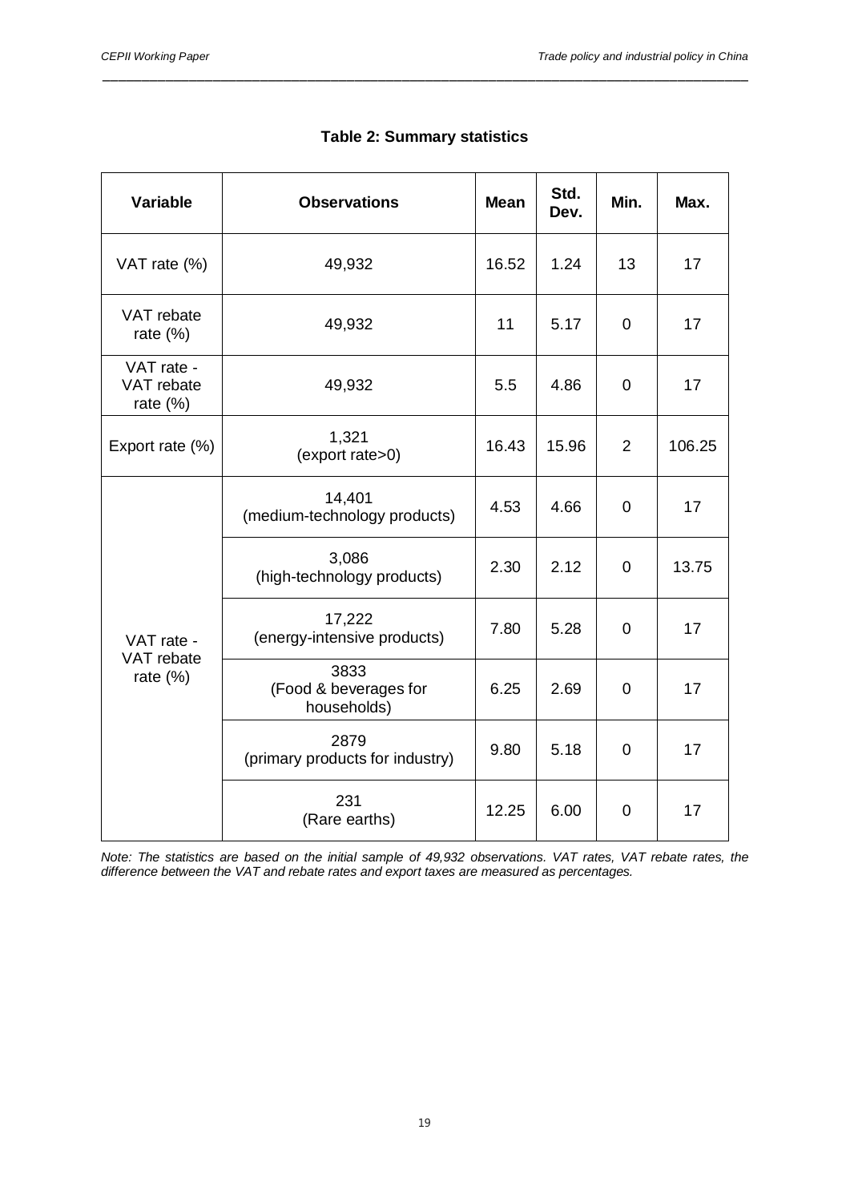**Table 2: Summary statistics**

| Variable | Observations | Mean | Std. Dev. | Min. | Max. |
|---|---|---|---|---|---|
| VAT rate (%) | 49,932 | 16.52 | 1.24 | 13 | 17 |
| VAT rebate rate (%) | 49,932 | 11 | 5.17 | 0 | 17 |
| VAT rate - VAT rebate rate (%) | 49,932 | 5.5 | 4.86 | 0 | 17 |
| Export rate (%) | 1,321 (export rate>0) | 16.43 | 15.96 | 2 | 106.25 |
| VAT rate - VAT rebate rate (%) | 14,401 (medium-technology products) | 4.53 | 4.66 | 0 | 17 |
| | 3,086 (high-technology products) | 2.30 | 2.12 | 0 | 13.75 |
| | 17,222 (energy-intensive products) | 7.80 | 5.28 | 0 | 17 |
| | 3833 (Food & beverages for households) | 6.25 | 2.69 | 0 | 17 |
| | 2879 (primary products for industry) | 9.80 | 5.18 | 0 | 17 |
| | 231 (Rare earths) | 12.25 | 6.00 | 0 | 17 |

*Note: The statistics are based on the initial sample of 49,932 observations. VAT rates, VAT rebate rates, the difference between the VAT and rebate rates and export taxes are measured as percentages.*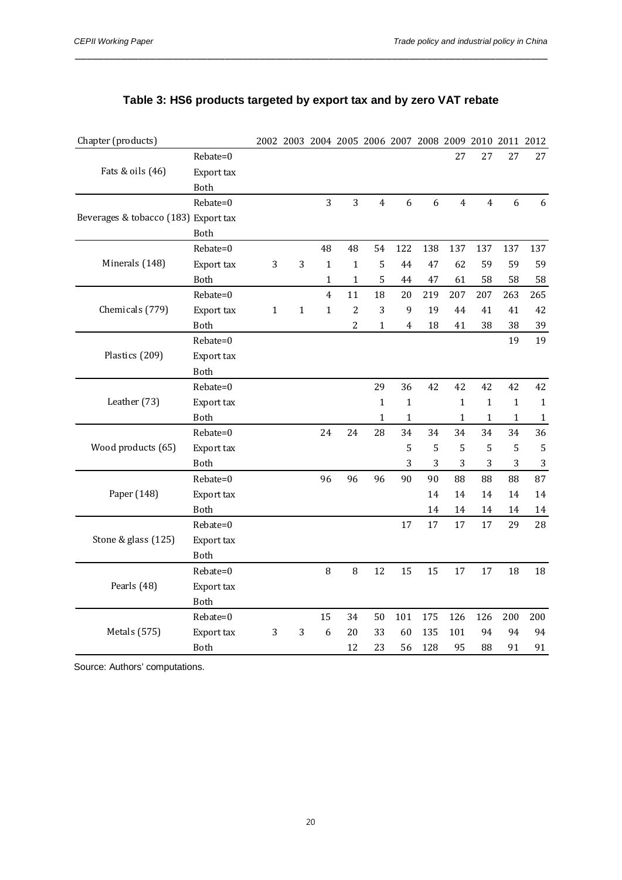**Table 3: HS6 products targeted by export tax and by zero VAT rebate**

| Chapter (products) | | 2002 | 2003 | 2004 | 2005 | 2006 | 2007 | 2008 | 2009 | 2010 | 2011 | 2012 |
|---|---|---|---|---|---|---|---|---|---|---|---|---|
| Fats & oils (46) | Rebate=0 | | | | | | | | 27 | 27 | 27 | 27 |
| | Export tax | | | | | | | | | | | |
| | Both | | | | | | | | | | | |
| Beverages & tobacco (183) | Rebate=0 | | | 3 | 3 | 4 | 6 | 6 | 4 | 4 | 6 | 6 |
| | Export tax | | | | | | | | | | | |
| | Both | | | | | | | | | | | |
| Minerals (148) | Rebate=0 | | | 48 | 48 | 54 | 122 | 138 | 137 | 137 | 137 | 137 |
| | Export tax | 3 | 3 | 1 | 1 | 5 | 44 | 47 | 62 | 59 | 59 | 59 |
| | Both | | | 1 | 1 | 5 | 44 | 47 | 61 | 58 | 58 | 58 |
| Chemicals (779) | Rebate=0 | | | 4 | 11 | 18 | 20 | 219 | 207 | 207 | 263 | 265 |
| | Export tax | 1 | 1 | 1 | 2 | 3 | 9 | 19 | 44 | 41 | 41 | 42 |
| | Both | | | | 2 | 1 | 4 | 18 | 41 | 38 | 38 | 39 |
| Plastics (209) | Rebate=0 | | | | | | | | | | 19 | 19 |
| | Export tax | | | | | | | | | | | |
| | Both | | | | | | | | | | | |
| Leather (73) | Rebate=0 | | | | | 29 | 36 | 42 | 42 | 42 | 42 | 42 |
| | Export tax | | | | | 1 | 1 | | 1 | 1 | 1 | 1 |
| | Both | | | | | 1 | 1 | | 1 | 1 | 1 | 1 |
| Wood products (65) | Rebate=0 | | | 24 | 24 | 28 | 34 | 34 | 34 | 34 | 34 | 36 |
| | Export tax | | | | | | 5 | 5 | 5 | 5 | 5 | 5 |
| | Both | | | | | | 3 | 3 | 3 | 3 | 3 | 3 |
| Paper (148) | Rebate=0 | | | 96 | 96 | 96 | 90 | 90 | 88 | 88 | 88 | 87 |
| | Export tax | | | | | | | 14 | 14 | 14 | 14 | 14 |
| | Both | | | | | | | 14 | 14 | 14 | 14 | 14 |
| Stone & glass (125) | Rebate=0 | | | | | | 17 | 17 | 17 | 17 | 29 | 28 |
| | Export tax | | | | | | | | | | | |
| | Both | | | | | | | | | | | |
| Pearls (48) | Rebate=0 | | | 8 | 8 | 12 | 15 | 15 | 17 | 17 | 18 | 18 |
| | Export tax | | | | | | | | | | | |
| | Both | | | | | | | | | | | |
| Metals (575) | Rebate=0 | | | 15 | 34 | 50 | 101 | 175 | 126 | 126 | 200 | 200 |
| | Export tax | 3 | 3 | 6 | 20 | 33 | 60 | 135 | 101 | 94 | 94 | 94 |
| | Both | | | | 12 | 23 | 56 | 128 | 95 | 88 | 91 | 91 |

Source: Authors' computations.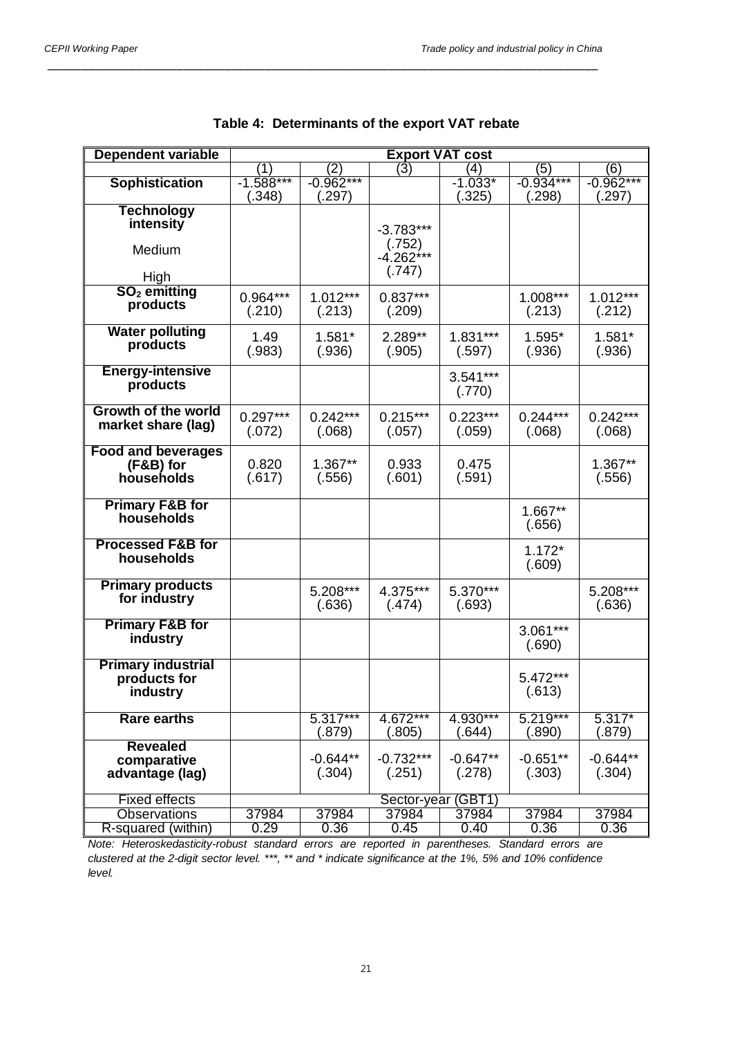**Table 4: Determinants of the export VAT rebate**

| Dependent variable | Export VAT cost | | | | | |
|---|---|---|---|---|---|---|
| | (1) | (2) | (3) | (4) | (5) | (6) |
| **Sophistication** | -1.588*** (.348) | -0.962*** (.297) | | -1.033* (.325) | -0.934*** (.298) | -0.962*** (.297) |
| **Technology intensity** | | | | | | |
| Medium | | | -3.783*** (.752) | | | |
| High | | | -4.262*** (.747) | | | |
| **$SO_2$ emitting products** | 0.964*** (.210) | 1.012*** (.213) | 0.837*** (.209) | | 1.008*** (.213) | 1.012*** (.212) |
| **Water polluting products** | 1.49 (.983) | 1.581* (.936) | 2.289** (.905) | 1.831*** (.597) | 1.595* (.936) | 1.581* (.936) |
| **Energy-intensive products** | | | | 3.541*** (.770) | | |
| **Growth of the world market share (lag)** | 0.297*** (.072) | 0.242*** (.068) | 0.215*** (.057) | 0.223*** (.059) | 0.244*** (.068) | 0.242*** (.068) |
| **Food and beverages (F&B) for households** | 0.820 (.617) | 1.367** (.556) | 0.933 (.601) | 0.475 (.591) | | 1.367** (.556) |
| **Primary F&B for households** | | | | | 1.667** (.656) | |
| **Processed F&B for households** | | | | | 1.172* (.609) | |
| **Primary products for industry** | | 5.208*** (.636) | 4.375*** (.474) | 5.370*** (.693) | | 5.208*** (.636) |
| **Primary F&B for industry** | | | | | 3.061*** (.690) | |
| **Primary industrial products for industry** | | | | | 5.472*** (.613) | |
| **Rare earths** | | 5.317*** (.879) | 4.672*** (.805) | 4.930*** (.644) | 5.219*** (.890) | 5.317* (.879) |
| **Revealed comparative advantage (lag)** | | -0.644** (.304) | -0.732*** (.251) | -0.647** (.278) | -0.651** (.303) | -0.644** (.304) |
| Fixed effects | Sector-year (GBT1) | | | | | |
| Observations | 37984 | 37984 | 37984 | 37984 | 37984 | 37984 |
| R-squared (within) | 0.29 | 0.36 | 0.45 | 0.40 | 0.36 | 0.36 |

*Note: Heteroskedasticity-robust standard errors are reported in parentheses. Standard errors are clustered at the 2-digit sector level. ***, ** and * indicate significance at the 1%, 5% and 10% confidence level.*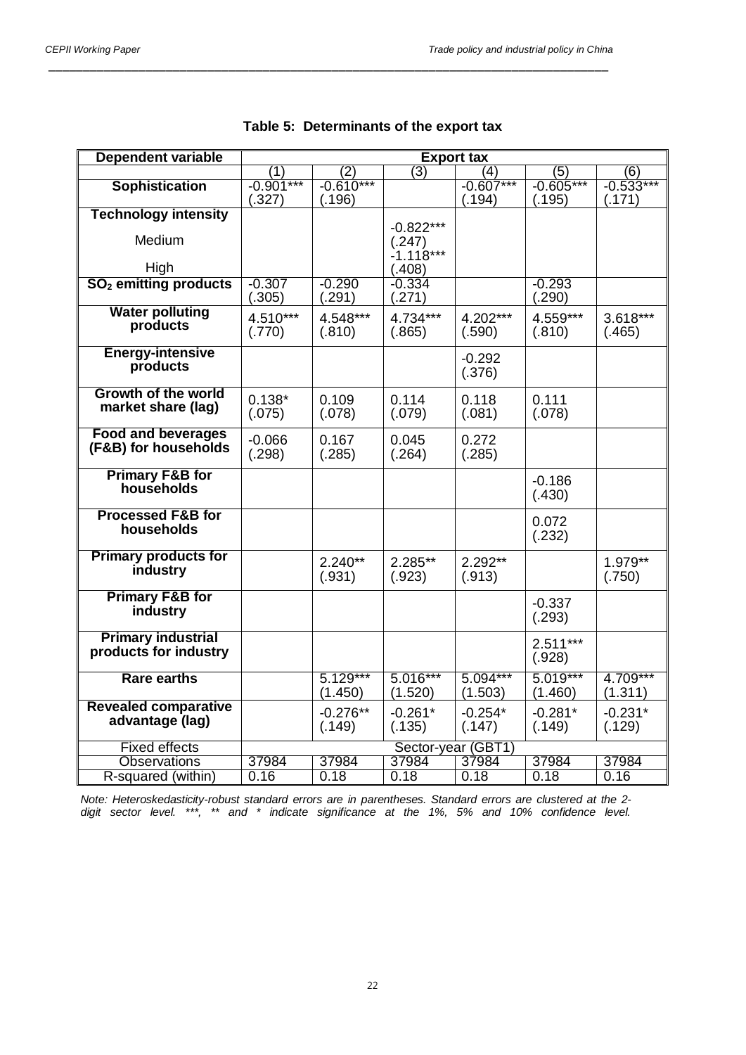**Table 5: Determinants of the export tax**

| Dependent variable | Export tax | | | | | |
|---|---|---|---|---|---|---|
| | (1) | (2) | (3) | (4) | (5) | (6) |
| **Sophistication** | -0.901*** (.327) | -0.610*** (.196) | | -0.607*** (.194) | -0.605*** (.195) | -0.533*** (.171) |
| **Technology intensity** | | | | | | |
| Medium | | | -0.822*** (.247) | | | |
| High | | | -1.118*** (.408) | | | |
| **$SO_2$ emitting products** | -0.307 (.305) | -0.290 (.291) | -0.334 (.271) | | -0.293 (.290) | |
| **Water polluting products** | 4.510*** (.770) | 4.548*** (.810) | 4.734*** (.865) | 4.202*** (.590) | 4.559*** (.810) | 3.618*** (.465) |
| **Energy-intensive products** | | | | -0.292 (.376) | | |
| **Growth of the world market share (lag)** | 0.138* (.075) | 0.109 (.078) | 0.114 (.079) | 0.118 (.081) | 0.111 (.078) | |
| **Food and beverages (F&B) for households** | -0.066 (.298) | 0.167 (.285) | 0.045 (.264) | 0.272 (.285) | | |
| **Primary F&B for households** | | | | | -0.186 (.430) | |
| **Processed F&B for households** | | | | | 0.072 (.232) | |
| **Primary products for industry** | | 2.240** (.931) | 2.285** (.923) | 2.292** (.913) | | 1.979** (.750) |
| **Primary F&B for industry** | | | | | -0.337 (.293) | |
| **Primary industrial products for industry** | | | | | 2.511*** (.928) | |
| **Rare earths** | | 5.129*** (1.450) | 5.016*** (1.520) | 5.094*** (1.503) | 5.019*** (1.460) | 4.709*** (1.311) |
| **Revealed comparative advantage (lag)** | | -0.276** (.149) | -0.261* (.135) | -0.254* (.147) | -0.281* (.149) | -0.231* (.129) |
| Fixed effects | Sector-year (GBT1) | | | | | |
| Observations | 37984 | 37984 | 37984 | 37984 | 37984 | 37984 |
| R-squared (within) | 0.16 | 0.18 | 0.18 | 0.18 | 0.18 | 0.16 |

*Note: Heteroskedasticity-robust standard errors are in parentheses. Standard errors are clustered at the 2-digit sector level. \*\*\*, \*\* and \* indicate significance at the 1%, 5% and 10% confidence level.*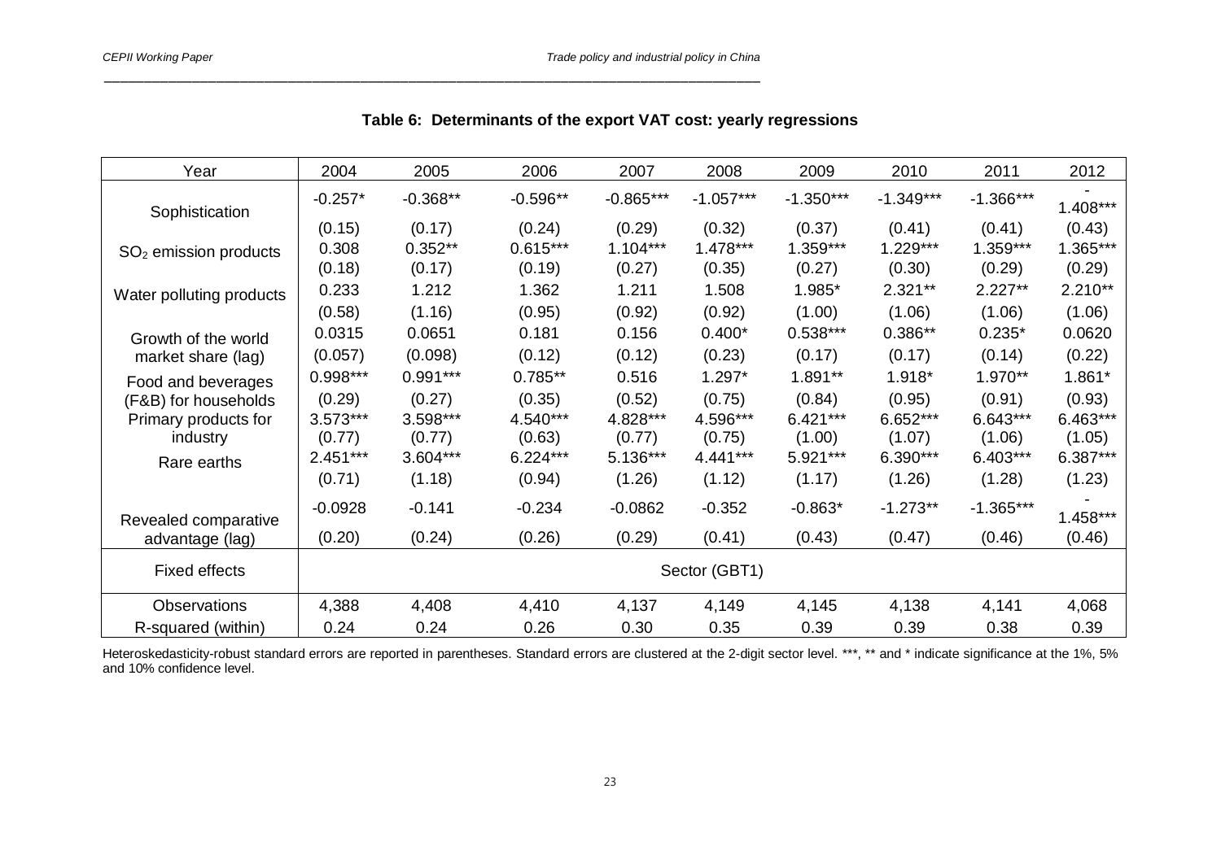**Table 6: Determinants of the export VAT cost: yearly regressions**

| Year | 2004 | 2005 | 2006 | 2007 | 2008 | 2009 | 2010 | 2011 | 2012 |
|---|---|---|---|---|---|---|---|---|---|
| Sophistication | -0.257* | -0.368** | -0.596** | -0.865*** | -1.057*** | -1.350*** | -1.349*** | -1.366*** | -1.408*** |
| | (0.15) | (0.17) | (0.24) | (0.29) | (0.32) | (0.37) | (0.41) | (0.41) | (0.43) |
| $SO_2$ emission products | 0.308 | 0.352** | 0.615*** | 1.104*** | 1.478*** | 1.359*** | 1.229*** | 1.359*** | 1.365*** |
| | (0.18) | (0.17) | (0.19) | (0.27) | (0.35) | (0.27) | (0.30) | (0.29) | (0.29) |
| Water polluting products | 0.233 | 1.212 | 1.362 | 1.211 | 1.508 | 1.985* | 2.321** | 2.227** | 2.210** |
| | (0.58) | (1.16) | (0.95) | (0.92) | (0.92) | (1.00) | (1.06) | (1.06) | (1.06) |
| Growth of the world market share (lag) | 0.0315 | 0.0651 | 0.181 | 0.156 | 0.400* | 0.538*** | 0.386** | 0.235* | 0.0620 |
| | (0.057) | (0.098) | (0.12) | (0.12) | (0.23) | (0.17) | (0.17) | (0.14) | (0.22) |
| Food and beverages (F&B) for households | 0.998*** | 0.991*** | 0.785** | 0.516 | 1.297* | 1.891** | 1.918* | 1.970** | 1.861* |
| | (0.29) | (0.27) | (0.35) | (0.52) | (0.75) | (0.84) | (0.95) | (0.91) | (0.93) |
| Primary products for industry | 3.573*** | 3.598*** | 4.540*** | 4.828*** | 4.596*** | 6.421*** | 6.652*** | 6.643*** | 6.463*** |
| | (0.77) | (0.77) | (0.63) | (0.77) | (0.75) | (1.00) | (1.07) | (1.06) | (1.05) |
| Rare earths | 2.451*** | 3.604*** | 6.224*** | 5.136*** | 4.441*** | 5.921*** | 6.390*** | 6.403*** | 6.387*** |
| | (0.71) | (1.18) | (0.94) | (1.26) | (1.12) | (1.17) | (1.26) | (1.28) | (1.23) |
| Revealed comparative advantage (lag) | -0.0928 | -0.141 | -0.234 | -0.0862 | -0.352 | -0.863* | -1.273** | -1.365*** | -1.458*** |
| | (0.20) | (0.24) | (0.26) | (0.29) | (0.41) | (0.43) | (0.47) | (0.46) | (0.46) |
| Fixed effects | Sector (GBT1) | | | | | | | | |
| Observations | 4,388 | 4,408 | 4,410 | 4,137 | 4,149 | 4,145 | 4,138 | 4,141 | 4,068 |
| R-squared (within) | 0.24 | 0.24 | 0.26 | 0.30 | 0.35 | 0.39 | 0.39 | 0.38 | 0.39 |

Heteroskedasticity-robust standard errors are reported in parentheses. Standard errors are clustered at the 2-digit sector level. ***, ** and * indicate significance at the 1%, 5% and 10% confidence level.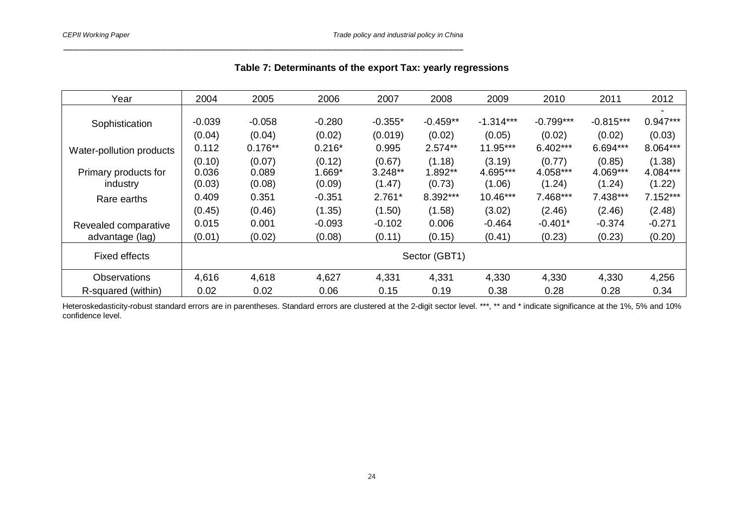**Table 7: Determinants of the export Tax: yearly regressions**

| Year | 2004 | 2005 | 2006 | 2007 | 2008 | 2009 | 2010 | 2011 | 2012 |
|---|---|---|---|---|---|---|---|---|---|
| Sophistication | -0.039 | -0.058 | -0.280 | -0.355* | -0.459** | -1.314*** | -0.799*** | -0.815*** | -0.947*** |
| | (0.04) | (0.04) | (0.02) | (0.019) | (0.02) | (0.05) | (0.02) | (0.02) | (0.03) |
| Water-pollution products | 0.112 | 0.176** | 0.216* | 0.995 | 2.574** | 11.95*** | 6.402*** | 6.694*** | 8.064*** |
| | (0.10) | (0.07) | (0.12) | (0.67) | (1.18) | (3.19) | (0.77) | (0.85) | (1.38) |
| Primary products for industry | 0.036 | 0.089 | 1.669* | 3.248** | 1.892** | 4.695*** | 4.058*** | 4.069*** | 4.084*** |
| | (0.03) | (0.08) | (0.09) | (1.47) | (0.73) | (1.06) | (1.24) | (1.24) | (1.22) |
| Rare earths | 0.409 | 0.351 | -0.351 | 2.761* | 8.392*** | 10.46*** | 7.468*** | 7.438*** | 7.152*** |
| | (0.45) | (0.46) | (1.35) | (1.50) | (1.58) | (3.02) | (2.46) | (2.46) | (2.48) |
| Revealed comparative advantage (lag) | 0.015 | 0.001 | -0.093 | -0.102 | 0.006 | -0.464 | -0.401* | -0.374 | -0.271 |
| | (0.01) | (0.02) | (0.08) | (0.11) | (0.15) | (0.41) | (0.23) | (0.23) | (0.20) |
| Fixed effects | Sector (GBT1) | | | | | | | | |
| Observations | 4,616 | 4,618 | 4,627 | 4,331 | 4,331 | 4,330 | 4,330 | 4,330 | 4,256 |
| R-squared (within) | 0.02 | 0.02 | 0.06 | 0.15 | 0.19 | 0.38 | 0.28 | 0.28 | 0.34 |

Heteroskedasticity-robust standard errors are in parentheses. Standard errors are clustered at the 2-digit sector level. ***, ** and * indicate significance at the 1%, 5% and 10% confidence level.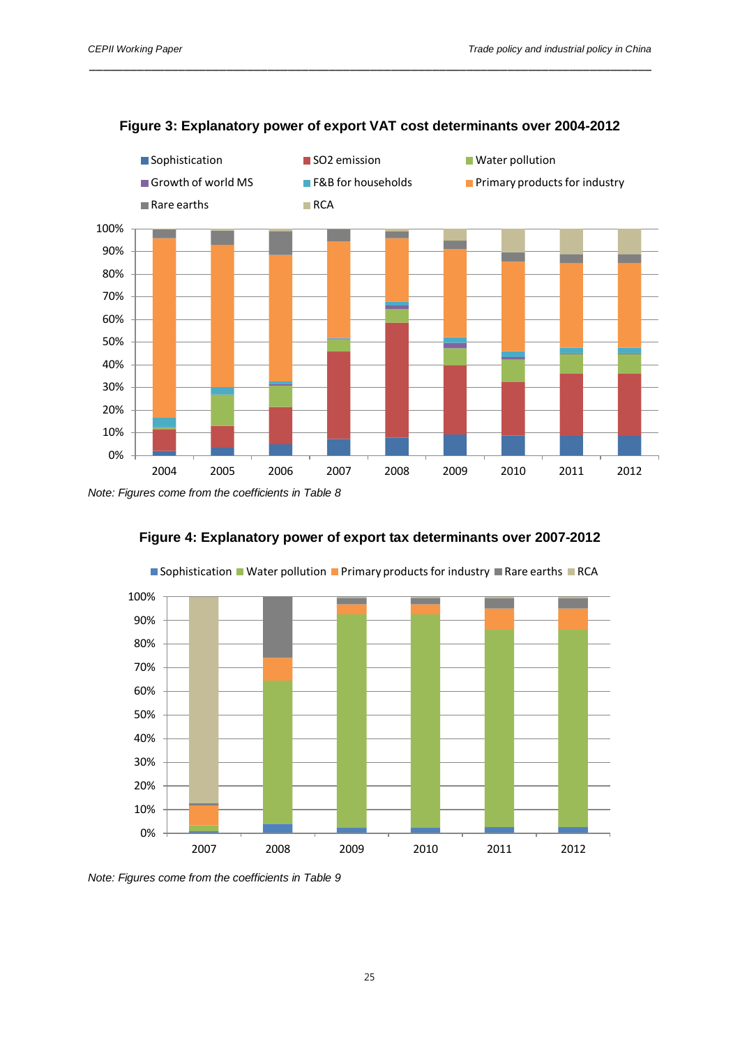**Figure 3: Explanatory power of export VAT cost determinants over 2004-2012**

*Note: Figures come from the coefficients in Table 8*

**Figure 4: Explanatory power of export tax determinants over 2007-2012**

*Note: Figures come from the coefficients in Table 9*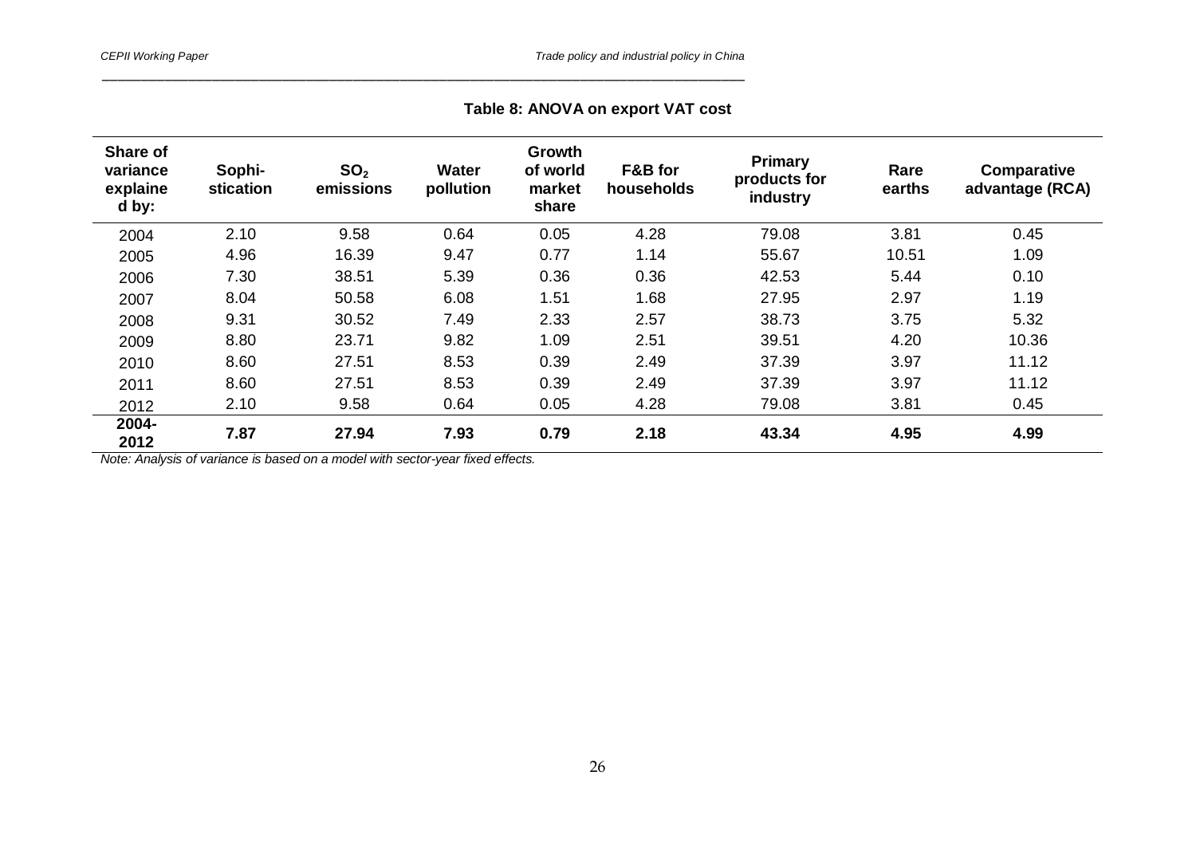**Table 8: ANOVA on export VAT cost**

| Share of variance explained by: | Sophi-stication | $SO_2$ emissions | Water pollution | Growth of world market share | F&B for households | Primary products for industry | Rare earths | Comparative advantage (RCA) |
|---|---|---|---|---|---|---|---|---|
| 2004 | 2.10 | 9.58 | 0.64 | 0.05 | 4.28 | 79.08 | 3.81 | 0.45 |
| 2005 | 4.96 | 16.39 | 9.47 | 0.77 | 1.14 | 55.67 | 10.51 | 1.09 |
| 2006 | 7.30 | 38.51 | 5.39 | 0.36 | 0.36 | 42.53 | 5.44 | 0.10 |
| 2007 | 8.04 | 50.58 | 6.08 | 1.51 | 1.68 | 27.95 | 2.97 | 1.19 |
| 2008 | 9.31 | 30.52 | 7.49 | 2.33 | 2.57 | 38.73 | 3.75 | 5.32 |
| 2009 | 8.80 | 23.71 | 9.82 | 1.09 | 2.51 | 39.51 | 4.20 | 10.36 |
| 2010 | 8.60 | 27.51 | 8.53 | 0.39 | 2.49 | 37.39 | 3.97 | 11.12 |
| 2011 | 8.60 | 27.51 | 8.53 | 0.39 | 2.49 | 37.39 | 3.97 | 11.12 |
| 2012 | 2.10 | 9.58 | 0.64 | 0.05 | 4.28 | 79.08 | 3.81 | 0.45 |
| **2004-2012** | **7.87** | **27.94** | **7.93** | **0.79** | **2.18** | **43.34** | **4.95** | **4.99** |

*Note: Analysis of variance is based on a model with sector-year fixed effects.*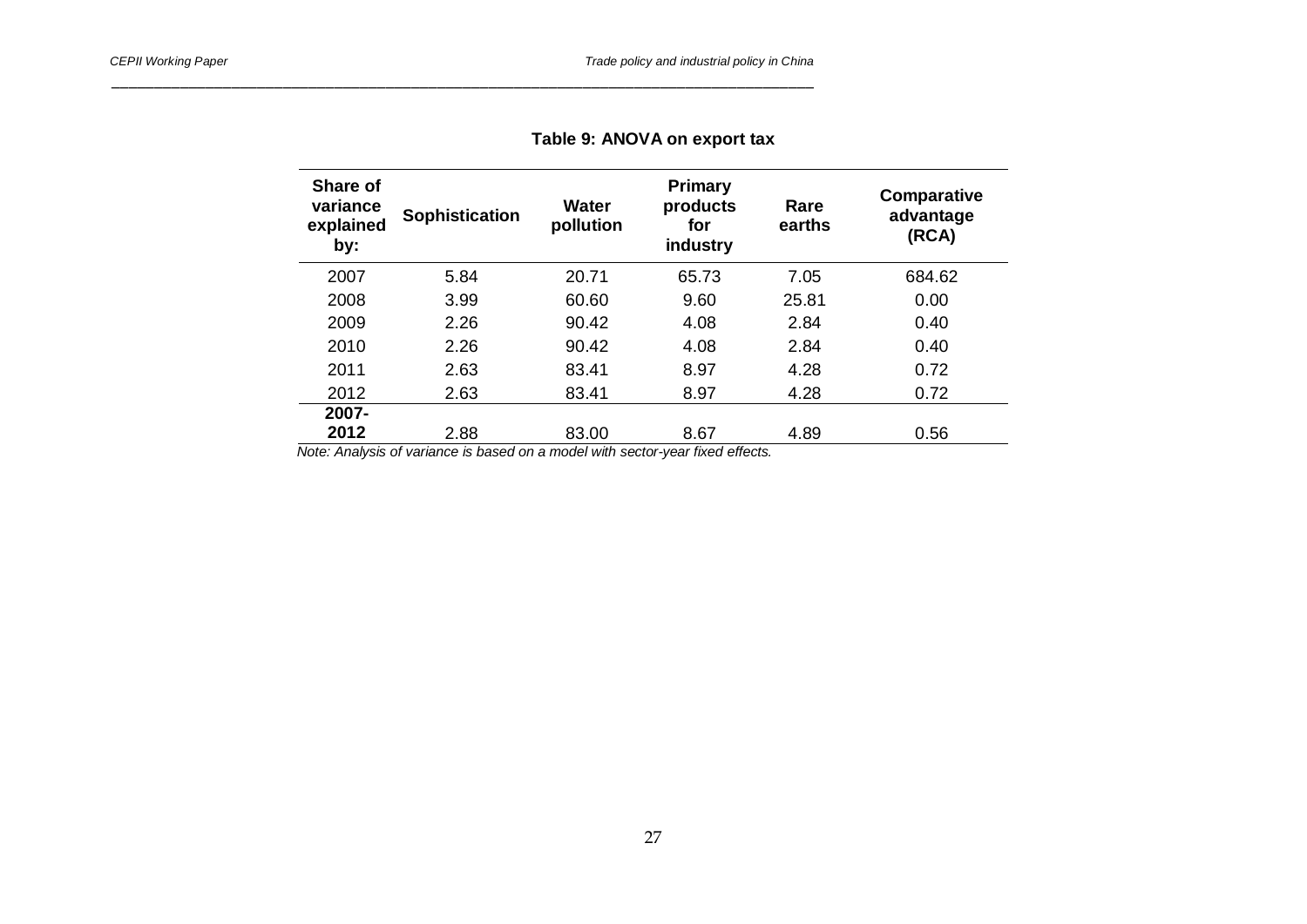**Table 9: ANOVA on export tax**

| Share of variance explained by: | Sophistication | Water pollution | Primary products for industry | Rare earths | Comparative advantage (RCA) |
|---|---|---|---|---|---|
| 2007 | 5.84 | 20.71 | 65.73 | 7.05 | 684.62 |
| 2008 | 3.99 | 60.60 | 9.60 | 25.81 | 0.00 |
| 2009 | 2.26 | 90.42 | 4.08 | 2.84 | 0.40 |
| 2010 | 2.26 | 90.42 | 4.08 | 2.84 | 0.40 |
| 2011 | 2.63 | 83.41 | 8.97 | 4.28 | 0.72 |
| 2012 | 2.63 | 83.41 | 8.97 | 4.28 | 0.72 |
| **2007-2012** | 2.88 | 83.00 | 8.67 | 4.89 | 0.56 |

*Note: Analysis of variance is based on a model with sector-year fixed effects.*